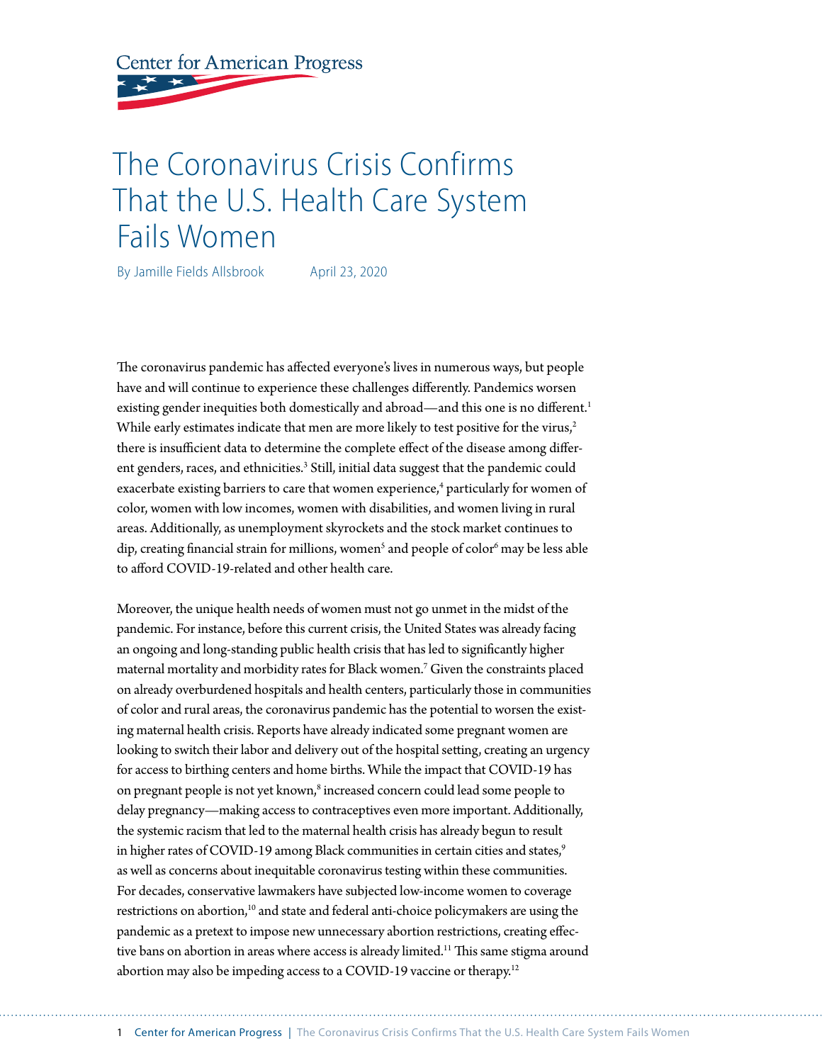Center for American Progress

# The Coronavirus Crisis Confirms That the U.S. Health Care System Fails Women

By Jamille Fields Allsbrook April 23, 2020

The coronavirus pandemic has affected everyone's lives in numerous ways, but people have and will continue to experience these challenges differently. Pandemics worsen existing gender inequities both domestically and abroad—and this one is no different.[1] While early estimates indicate that men are more likely to test positive for the virus,[2] there is insufficient data to determine the complete effect of the disease among different genders, races, and ethnicities.[3] Still, initial data suggest that the pandemic could exacerbate existing barriers to care that women experience,[4] particularly for women of color, women with low incomes, women with disabilities, and women living in rural areas. Additionally, as unemployment skyrockets and the stock market continues to dip, creating financial strain for millions, women[5] and people of color[6] may be less able to afford COVID-19-related and other health care.

Moreover, the unique health needs of women must not go unmet in the midst of the pandemic. For instance, before this current crisis, the United States was already facing an ongoing and long-standing public health crisis that has led to significantly higher maternal mortality and morbidity rates for Black women.[7] Given the constraints placed on already overburdened hospitals and health centers, particularly those in communities of color and rural areas, the coronavirus pandemic has the potential to worsen the existing maternal health crisis. Reports have already indicated some pregnant women are looking to switch their labor and delivery out of the hospital setting, creating an urgency for access to birthing centers and home births. While the impact that COVID-19 has on pregnant people is not yet known,[8] increased concern could lead some people to delay pregnancy—making access to contraceptives even more important. Additionally, the systemic racism that led to the maternal health crisis has already begun to result in higher rates of COVID-19 among Black communities in certain cities and states,[9] as well as concerns about inequitable coronavirus testing within these communities. For decades, conservative lawmakers have subjected low-income women to coverage restrictions on abortion,[10] and state and federal anti-choice policymakers are using the pandemic as a pretext to impose new unnecessary abortion restrictions, creating effective bans on abortion in areas where access is already limited.[11] This same stigma around abortion may also be impeding access to a COVID-19 vaccine or therapy.[12]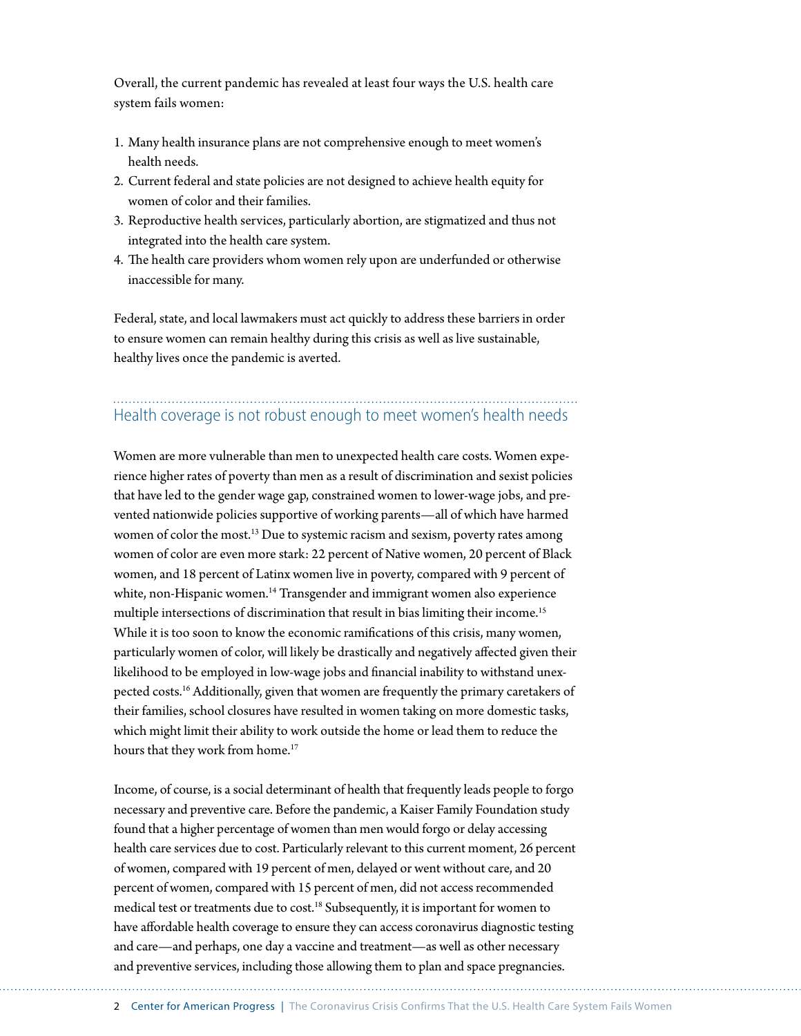Overall, the current pandemic has revealed at least four ways the U.S. health care system fails women:

1. Many health insurance plans are not comprehensive enough to meet women's health needs.
2. Current federal and state policies are not designed to achieve health equity for women of color and their families.
3. Reproductive health services, particularly abortion, are stigmatized and thus not integrated into the health care system.
4. The health care providers whom women rely upon are underfunded or otherwise inaccessible for many.

Federal, state, and local lawmakers must act quickly to address these barriers in order to ensure women can remain healthy during this crisis as well as live sustainable, healthy lives once the pandemic is averted.

## Health coverage is not robust enough to meet women's health needs

Women are more vulnerable than men to unexpected health care costs. Women experience higher rates of poverty than men as a result of discrimination and sexist policies that have led to the gender wage gap, constrained women to lower-wage jobs, and prevented nationwide policies supportive of working parents—all of which have harmed women of color the most.[13] Due to systemic racism and sexism, poverty rates among women of color are even more stark: 22 percent of Native women, 20 percent of Black women, and 18 percent of Latinx women live in poverty, compared with 9 percent of white, non-Hispanic women.[14] Transgender and immigrant women also experience multiple intersections of discrimination that result in bias limiting their income.[15] While it is too soon to know the economic ramifications of this crisis, many women, particularly women of color, will likely be drastically and negatively affected given their likelihood to be employed in low-wage jobs and financial inability to withstand unexpected costs.[16] Additionally, given that women are frequently the primary caretakers of their families, school closures have resulted in women taking on more domestic tasks, which might limit their ability to work outside the home or lead them to reduce the hours that they work from home.[17]

Income, of course, is a social determinant of health that frequently leads people to forgo necessary and preventive care. Before the pandemic, a Kaiser Family Foundation study found that a higher percentage of women than men would forgo or delay accessing health care services due to cost. Particularly relevant to this current moment, 26 percent of women, compared with 19 percent of men, delayed or went without care, and 20 percent of women, compared with 15 percent of men, did not access recommended medical test or treatments due to cost.[18] Subsequently, it is important for women to have affordable health coverage to ensure they can access coronavirus diagnostic testing and care—and perhaps, one day a vaccine and treatment—as well as other necessary and preventive services, including those allowing them to plan and space pregnancies.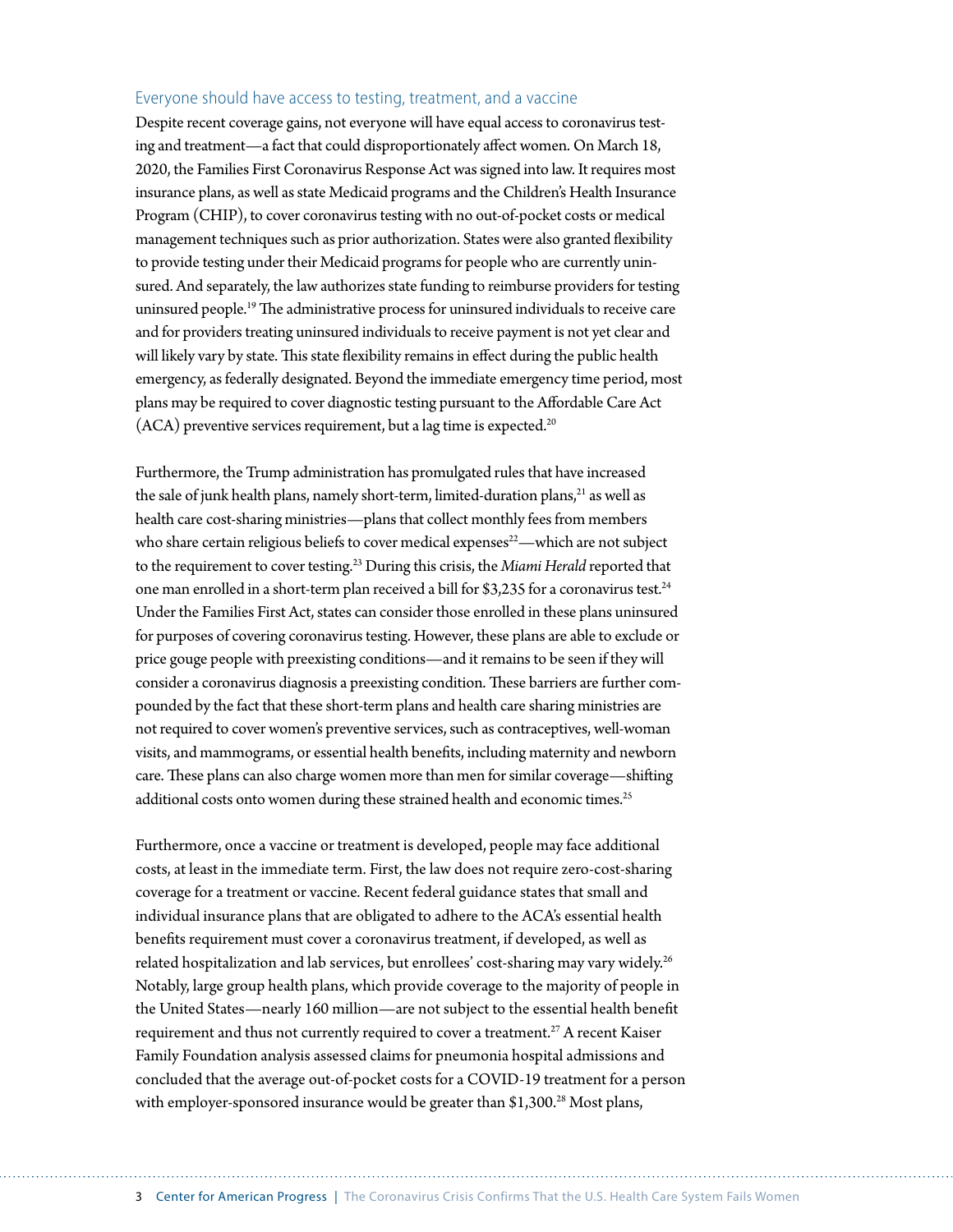## Everyone should have access to testing, treatment, and a vaccine

Despite recent coverage gains, not everyone will have equal access to coronavirus testing and treatment—a fact that could disproportionately affect women. On March 18, 2020, the Families First Coronavirus Response Act was signed into law. It requires most insurance plans, as well as state Medicaid programs and the Children's Health Insurance Program (CHIP), to cover coronavirus testing with no out-of-pocket costs or medical management techniques such as prior authorization. States were also granted flexibility to provide testing under their Medicaid programs for people who are currently uninsured. And separately, the law authorizes state funding to reimburse providers for testing uninsured people.[19] The administrative process for uninsured individuals to receive care and for providers treating uninsured individuals to receive payment is not yet clear and will likely vary by state. This state flexibility remains in effect during the public health emergency, as federally designated. Beyond the immediate emergency time period, most plans may be required to cover diagnostic testing pursuant to the Affordable Care Act (ACA) preventive services requirement, but a lag time is expected.[20]

Furthermore, the Trump administration has promulgated rules that have increased the sale of junk health plans, namely short-term, limited-duration plans,[21] as well as health care cost-sharing ministries—plans that collect monthly fees from members who share certain religious beliefs to cover medical expenses[22]—which are not subject to the requirement to cover testing.[23] During this crisis, the *Miami Herald* reported that one man enrolled in a short-term plan received a bill for $3,235 for a coronavirus test.[24] Under the Families First Act, states can consider those enrolled in these plans uninsured for purposes of covering coronavirus testing. However, these plans are able to exclude or price gouge people with preexisting conditions—and it remains to be seen if they will consider a coronavirus diagnosis a preexisting condition. These barriers are further compounded by the fact that these short-term plans and health care sharing ministries are not required to cover women's preventive services, such as contraceptives, well-woman visits, and mammograms, or essential health benefits, including maternity and newborn care. These plans can also charge women more than men for similar coverage—shifting additional costs onto women during these strained health and economic times.[25]

Furthermore, once a vaccine or treatment is developed, people may face additional costs, at least in the immediate term. First, the law does not require zero-cost-sharing coverage for a treatment or vaccine. Recent federal guidance states that small and individual insurance plans that are obligated to adhere to the ACA's essential health benefits requirement must cover a coronavirus treatment, if developed, as well as related hospitalization and lab services, but enrollees' cost-sharing may vary widely.[26] Notably, large group health plans, which provide coverage to the majority of people in the United States—nearly 160 million—are not subject to the essential health benefit requirement and thus not currently required to cover a treatment.[27] A recent Kaiser Family Foundation analysis assessed claims for pneumonia hospital admissions and concluded that the average out-of-pocket costs for a COVID-19 treatment for a person with employer-sponsored insurance would be greater than $1,300.[28] Most plans,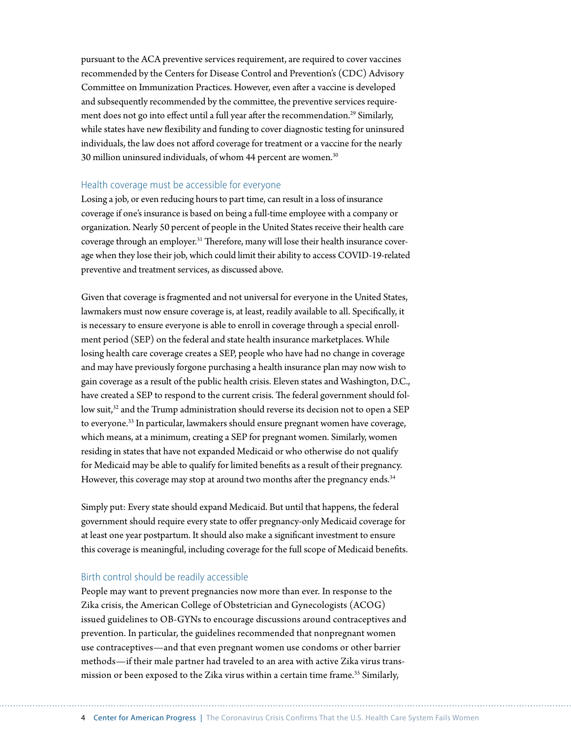pursuant to the ACA preventive services requirement, are required to cover vaccines recommended by the Centers for Disease Control and Prevention's (CDC) Advisory Committee on Immunization Practices. However, even after a vaccine is developed and subsequently recommended by the committee, the preventive services requirement does not go into effect until a full year after the recommendation.[29] Similarly, while states have new flexibility and funding to cover diagnostic testing for uninsured individuals, the law does not afford coverage for treatment or a vaccine for the nearly 30 million uninsured individuals, of whom 44 percent are women.[30]

## Health coverage must be accessible for everyone

Losing a job, or even reducing hours to part time, can result in a loss of insurance coverage if one's insurance is based on being a full-time employee with a company or organization. Nearly 50 percent of people in the United States receive their health care coverage through an employer.[31] Therefore, many will lose their health insurance coverage when they lose their job, which could limit their ability to access COVID-19-related preventive and treatment services, as discussed above.

Given that coverage is fragmented and not universal for everyone in the United States, lawmakers must now ensure coverage is, at least, readily available to all. Specifically, it is necessary to ensure everyone is able to enroll in coverage through a special enrollment period (SEP) on the federal and state health insurance marketplaces. While losing health care coverage creates a SEP, people who have had no change in coverage and may have previously forgone purchasing a health insurance plan may now wish to gain coverage as a result of the public health crisis. Eleven states and Washington, D.C., have created a SEP to respond to the current crisis. The federal government should follow suit,[32] and the Trump administration should reverse its decision not to open a SEP to everyone.[33] In particular, lawmakers should ensure pregnant women have coverage, which means, at a minimum, creating a SEP for pregnant women. Similarly, women residing in states that have not expanded Medicaid or who otherwise do not qualify for Medicaid may be able to qualify for limited benefits as a result of their pregnancy. However, this coverage may stop at around two months after the pregnancy ends.[34]

Simply put: Every state should expand Medicaid. But until that happens, the federal government should require every state to offer pregnancy-only Medicaid coverage for at least one year postpartum. It should also make a significant investment to ensure this coverage is meaningful, including coverage for the full scope of Medicaid benefits.

## Birth control should be readily accessible

People may want to prevent pregnancies now more than ever. In response to the Zika crisis, the American College of Obstetrician and Gynecologists (ACOG) issued guidelines to OB-GYNs to encourage discussions around contraceptives and prevention. In particular, the guidelines recommended that nonpregnant women use contraceptives—and that even pregnant women use condoms or other barrier methods—if their male partner had traveled to an area with active Zika virus transmission or been exposed to the Zika virus within a certain time frame.[35] Similarly,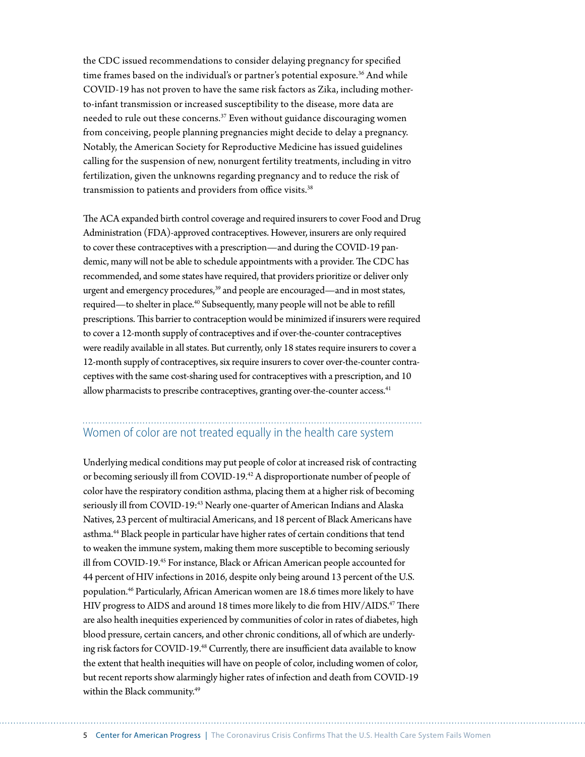the CDC issued recommendations to consider delaying pregnancy for specified time frames based on the individual's or partner's potential exposure.[36] And while COVID-19 has not proven to have the same risk factors as Zika, including mother-to-infant transmission or increased susceptibility to the disease, more data are needed to rule out these concerns.[37] Even without guidance discouraging women from conceiving, people planning pregnancies might decide to delay a pregnancy. Notably, the American Society for Reproductive Medicine has issued guidelines calling for the suspension of new, nonurgent fertility treatments, including in vitro fertilization, given the unknowns regarding pregnancy and to reduce the risk of transmission to patients and providers from office visits.[38]

The ACA expanded birth control coverage and required insurers to cover Food and Drug Administration (FDA)-approved contraceptives. However, insurers are only required to cover these contraceptives with a prescription—and during the COVID-19 pandemic, many will not be able to schedule appointments with a provider. The CDC has recommended, and some states have required, that providers prioritize or deliver only urgent and emergency procedures,[39] and people are encouraged—and in most states, required—to shelter in place.[40] Subsequently, many people will not be able to refill prescriptions. This barrier to contraception would be minimized if insurers were required to cover a 12-month supply of contraceptives and if over-the-counter contraceptives were readily available in all states. But currently, only 18 states require insurers to cover a 12-month supply of contraceptives, six require insurers to cover over-the-counter contraceptives with the same cost-sharing used for contraceptives with a prescription, and 10 allow pharmacists to prescribe contraceptives, granting over-the-counter access.[41]

## Women of color are not treated equally in the health care system

Underlying medical conditions may put people of color at increased risk of contracting or becoming seriously ill from COVID-19.[42] A disproportionate number of people of color have the respiratory condition asthma, placing them at a higher risk of becoming seriously ill from COVID-19:[43] Nearly one-quarter of American Indians and Alaska Natives, 23 percent of multiracial Americans, and 18 percent of Black Americans have asthma.[44] Black people in particular have higher rates of certain conditions that tend to weaken the immune system, making them more susceptible to becoming seriously ill from COVID-19.[45] For instance, Black or African American people accounted for 44 percent of HIV infections in 2016, despite only being around 13 percent of the U.S. population.[46] Particularly, African American women are 18.6 times more likely to have HIV progress to AIDS and around 18 times more likely to die from HIV/AIDS.[47] There are also health inequities experienced by communities of color in rates of diabetes, high blood pressure, certain cancers, and other chronic conditions, all of which are underlying risk factors for COVID-19.[48] Currently, there are insufficient data available to know the extent that health inequities will have on people of color, including women of color, but recent reports show alarmingly higher rates of infection and death from COVID-19 within the Black community.[49]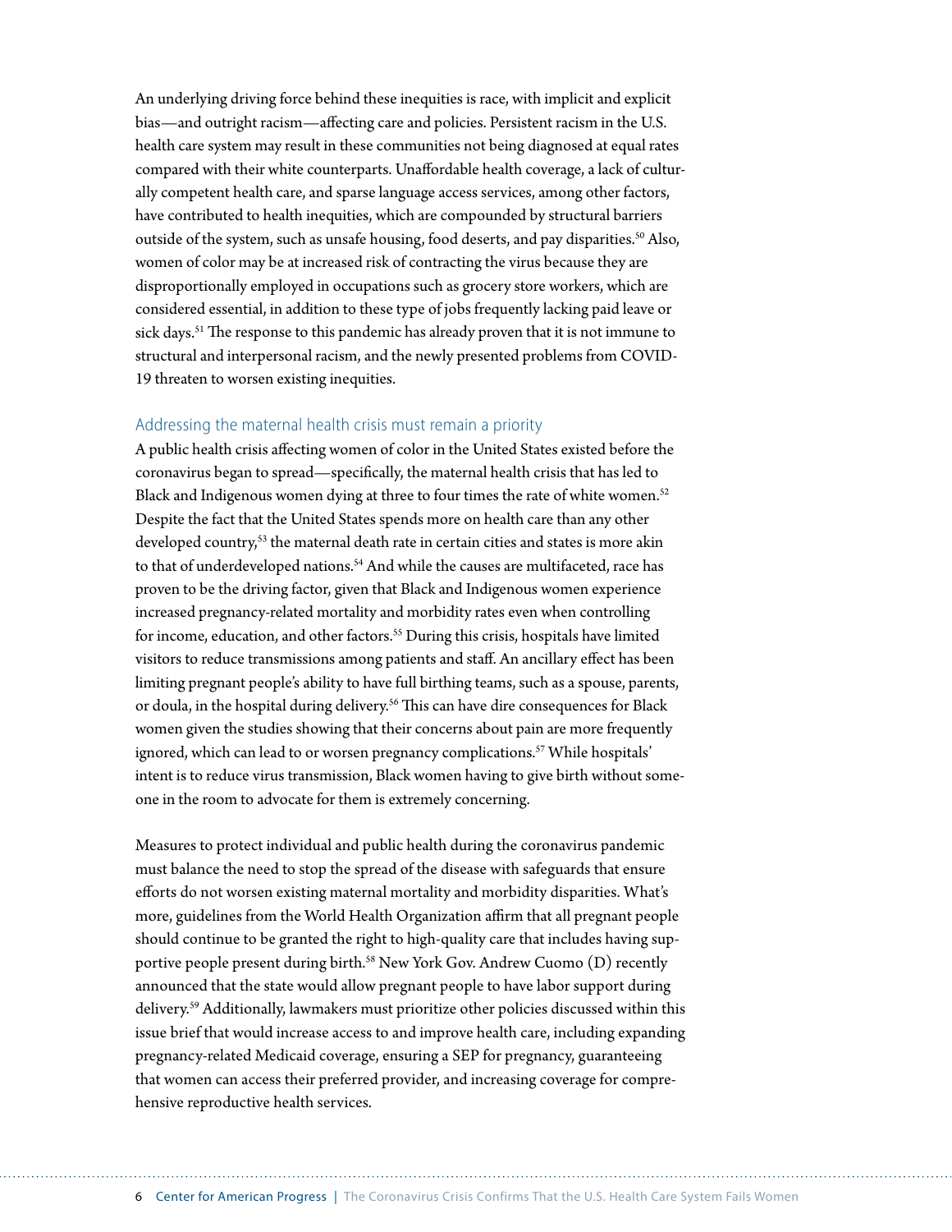An underlying driving force behind these inequities is race, with implicit and explicit bias—and outright racism—affecting care and policies. Persistent racism in the U.S. health care system may result in these communities not being diagnosed at equal rates compared with their white counterparts. Unaffordable health coverage, a lack of culturally competent health care, and sparse language access services, among other factors, have contributed to health inequities, which are compounded by structural barriers outside of the system, such as unsafe housing, food deserts, and pay disparities.[50] Also, women of color may be at increased risk of contracting the virus because they are disproportionally employed in occupations such as grocery store workers, which are considered essential, in addition to these type of jobs frequently lacking paid leave or sick days.[51] The response to this pandemic has already proven that it is not immune to structural and interpersonal racism, and the newly presented problems from COVID-19 threaten to worsen existing inequities.

## Addressing the maternal health crisis must remain a priority

A public health crisis affecting women of color in the United States existed before the coronavirus began to spread—specifically, the maternal health crisis that has led to Black and Indigenous women dying at three to four times the rate of white women.[52] Despite the fact that the United States spends more on health care than any other developed country,[53] the maternal death rate in certain cities and states is more akin to that of underdeveloped nations.[54] And while the causes are multifaceted, race has proven to be the driving factor, given that Black and Indigenous women experience increased pregnancy-related mortality and morbidity rates even when controlling for income, education, and other factors.[55] During this crisis, hospitals have limited visitors to reduce transmissions among patients and staff. An ancillary effect has been limiting pregnant people's ability to have full birthing teams, such as a spouse, parents, or doula, in the hospital during delivery.[56] This can have dire consequences for Black women given the studies showing that their concerns about pain are more frequently ignored, which can lead to or worsen pregnancy complications.[57] While hospitals' intent is to reduce virus transmission, Black women having to give birth without someone in the room to advocate for them is extremely concerning.

Measures to protect individual and public health during the coronavirus pandemic must balance the need to stop the spread of the disease with safeguards that ensure efforts do not worsen existing maternal mortality and morbidity disparities. What's more, guidelines from the World Health Organization affirm that all pregnant people should continue to be granted the right to high-quality care that includes having supportive people present during birth.[58] New York Gov. Andrew Cuomo (D) recently announced that the state would allow pregnant people to have labor support during delivery.[59] Additionally, lawmakers must prioritize other policies discussed within this issue brief that would increase access to and improve health care, including expanding pregnancy-related Medicaid coverage, ensuring a SEP for pregnancy, guaranteeing that women can access their preferred provider, and increasing coverage for comprehensive reproductive health services.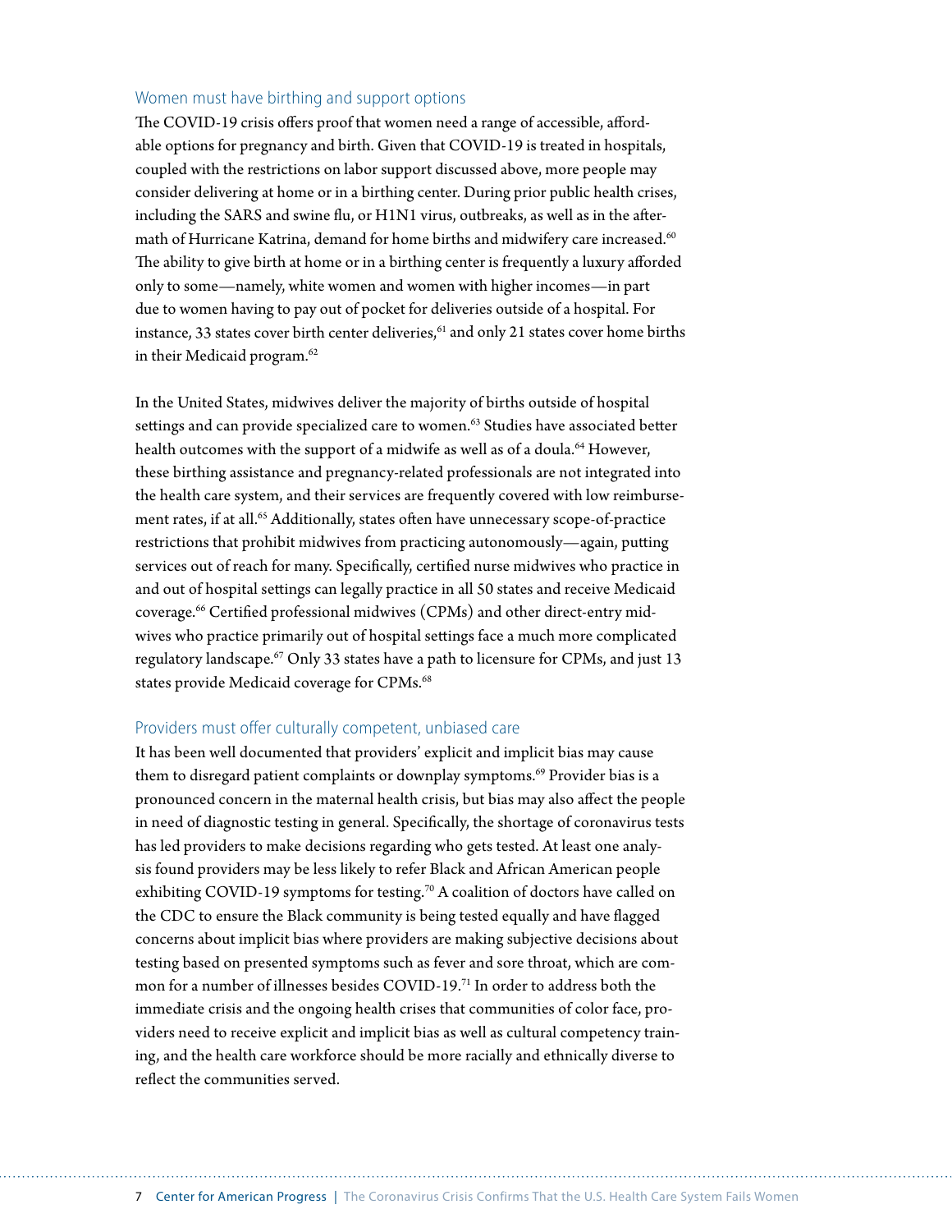## Women must have birthing and support options

The COVID-19 crisis offers proof that women need a range of accessible, affordable options for pregnancy and birth. Given that COVID-19 is treated in hospitals, coupled with the restrictions on labor support discussed above, more people may consider delivering at home or in a birthing center. During prior public health crises, including the SARS and swine flu, or H1N1 virus, outbreaks, as well as in the aftermath of Hurricane Katrina, demand for home births and midwifery care increased.[60] The ability to give birth at home or in a birthing center is frequently a luxury afforded only to some—namely, white women and women with higher incomes—in part due to women having to pay out of pocket for deliveries outside of a hospital. For instance, 33 states cover birth center deliveries,[61] and only 21 states cover home births in their Medicaid program.[62]

In the United States, midwives deliver the majority of births outside of hospital settings and can provide specialized care to women.[63] Studies have associated better health outcomes with the support of a midwife as well as of a doula.[64] However, these birthing assistance and pregnancy-related professionals are not integrated into the health care system, and their services are frequently covered with low reimbursement rates, if at all.[65] Additionally, states often have unnecessary scope-of-practice restrictions that prohibit midwives from practicing autonomously—again, putting services out of reach for many. Specifically, certified nurse midwives who practice in and out of hospital settings can legally practice in all 50 states and receive Medicaid coverage.[66] Certified professional midwives (CPMs) and other direct-entry midwives who practice primarily out of hospital settings face a much more complicated regulatory landscape.[67] Only 33 states have a path to licensure for CPMs, and just 13 states provide Medicaid coverage for CPMs.[68]

## Providers must offer culturally competent, unbiased care

It has been well documented that providers' explicit and implicit bias may cause them to disregard patient complaints or downplay symptoms.[69] Provider bias is a pronounced concern in the maternal health crisis, but bias may also affect the people in need of diagnostic testing in general. Specifically, the shortage of coronavirus tests has led providers to make decisions regarding who gets tested. At least one analysis found providers may be less likely to refer Black and African American people exhibiting COVID-19 symptoms for testing.[70] A coalition of doctors have called on the CDC to ensure the Black community is being tested equally and have flagged concerns about implicit bias where providers are making subjective decisions about testing based on presented symptoms such as fever and sore throat, which are common for a number of illnesses besides COVID-19.[71] In order to address both the immediate crisis and the ongoing health crises that communities of color face, providers need to receive explicit and implicit bias as well as cultural competency training, and the health care workforce should be more racially and ethnically diverse to reflect the communities served.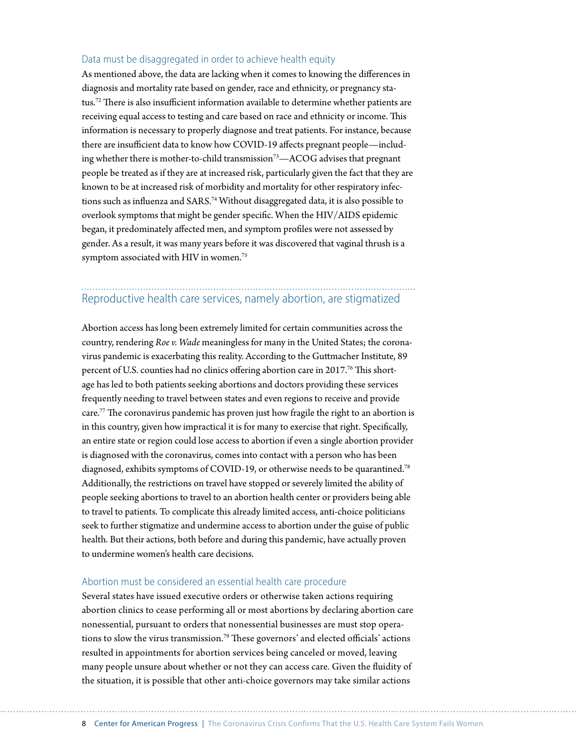### Data must be disaggregated in order to achieve health equity

As mentioned above, the data are lacking when it comes to knowing the differences in diagnosis and mortality rate based on gender, race and ethnicity, or pregnancy status.[72] There is also insufficient information available to determine whether patients are receiving equal access to testing and care based on race and ethnicity or income. This information is necessary to properly diagnose and treat patients. For instance, because there are insufficient data to know how COVID-19 affects pregnant people—including whether there is mother-to-child transmission[73]—ACOG advises that pregnant people be treated as if they are at increased risk, particularly given the fact that they are known to be at increased risk of morbidity and mortality for other respiratory infections such as influenza and SARS.[74] Without disaggregated data, it is also possible to overlook symptoms that might be gender specific. When the HIV/AIDS epidemic began, it predominately affected men, and symptom profiles were not assessed by gender. As a result, it was many years before it was discovered that vaginal thrush is a symptom associated with HIV in women.[75]

## Reproductive health care services, namely abortion, are stigmatized

Abortion access has long been extremely limited for certain communities across the country, rendering *Roe v. Wade* meaningless for many in the United States; the coronavirus pandemic is exacerbating this reality. According to the Guttmacher Institute, 89 percent of U.S. counties had no clinics offering abortion care in 2017.[76] This shortage has led to both patients seeking abortions and doctors providing these services frequently needing to travel between states and even regions to receive and provide care.[77] The coronavirus pandemic has proven just how fragile the right to an abortion is in this country, given how impractical it is for many to exercise that right. Specifically, an entire state or region could lose access to abortion if even a single abortion provider is diagnosed with the coronavirus, comes into contact with a person who has been diagnosed, exhibits symptoms of COVID-19, or otherwise needs to be quarantined.[78] Additionally, the restrictions on travel have stopped or severely limited the ability of people seeking abortions to travel to an abortion health center or providers being able to travel to patients. To complicate this already limited access, anti-choice politicians seek to further stigmatize and undermine access to abortion under the guise of public health. But their actions, both before and during this pandemic, have actually proven to undermine women's health care decisions.

### Abortion must be considered an essential health care procedure

Several states have issued executive orders or otherwise taken actions requiring abortion clinics to cease performing all or most abortions by declaring abortion care nonessential, pursuant to orders that nonessential businesses are must stop operations to slow the virus transmission.[79] These governors' and elected officials' actions resulted in appointments for abortion services being canceled or moved, leaving many people unsure about whether or not they can access care. Given the fluidity of the situation, it is possible that other anti-choice governors may take similar actions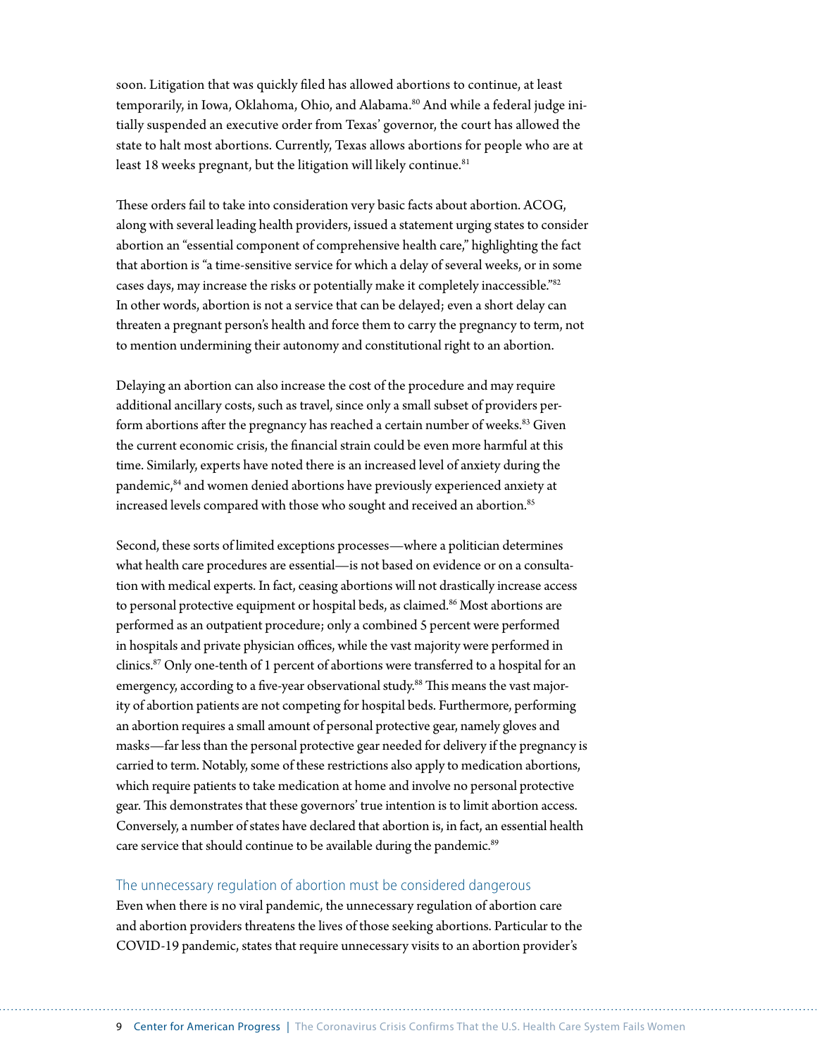soon. Litigation that was quickly filed has allowed abortions to continue, at least temporarily, in Iowa, Oklahoma, Ohio, and Alabama.[80] And while a federal judge initially suspended an executive order from Texas' governor, the court has allowed the state to halt most abortions. Currently, Texas allows abortions for people who are at least 18 weeks pregnant, but the litigation will likely continue.[81]

These orders fail to take into consideration very basic facts about abortion. ACOG, along with several leading health providers, issued a statement urging states to consider abortion an "essential component of comprehensive health care," highlighting the fact that abortion is "a time-sensitive service for which a delay of several weeks, or in some cases days, may increase the risks or potentially make it completely inaccessible."[82] In other words, abortion is not a service that can be delayed; even a short delay can threaten a pregnant person's health and force them to carry the pregnancy to term, not to mention undermining their autonomy and constitutional right to an abortion.

Delaying an abortion can also increase the cost of the procedure and may require additional ancillary costs, such as travel, since only a small subset of providers perform abortions after the pregnancy has reached a certain number of weeks.[83] Given the current economic crisis, the financial strain could be even more harmful at this time. Similarly, experts have noted there is an increased level of anxiety during the pandemic,[84] and women denied abortions have previously experienced anxiety at increased levels compared with those who sought and received an abortion.[85]

Second, these sorts of limited exceptions processes—where a politician determines what health care procedures are essential—is not based on evidence or on a consultation with medical experts. In fact, ceasing abortions will not drastically increase access to personal protective equipment or hospital beds, as claimed.[86] Most abortions are performed as an outpatient procedure; only a combined 5 percent were performed in hospitals and private physician offices, while the vast majority were performed in clinics.[87] Only one-tenth of 1 percent of abortions were transferred to a hospital for an emergency, according to a five-year observational study.[88] This means the vast majority of abortion patients are not competing for hospital beds. Furthermore, performing an abortion requires a small amount of personal protective gear, namely gloves and masks—far less than the personal protective gear needed for delivery if the pregnancy is carried to term. Notably, some of these restrictions also apply to medication abortions, which require patients to take medication at home and involve no personal protective gear. This demonstrates that these governors' true intention is to limit abortion access. Conversely, a number of states have declared that abortion is, in fact, an essential health care service that should continue to be available during the pandemic.[89]

### The unnecessary regulation of abortion must be considered dangerous

Even when there is no viral pandemic, the unnecessary regulation of abortion care and abortion providers threatens the lives of those seeking abortions. Particular to the COVID-19 pandemic, states that require unnecessary visits to an abortion provider's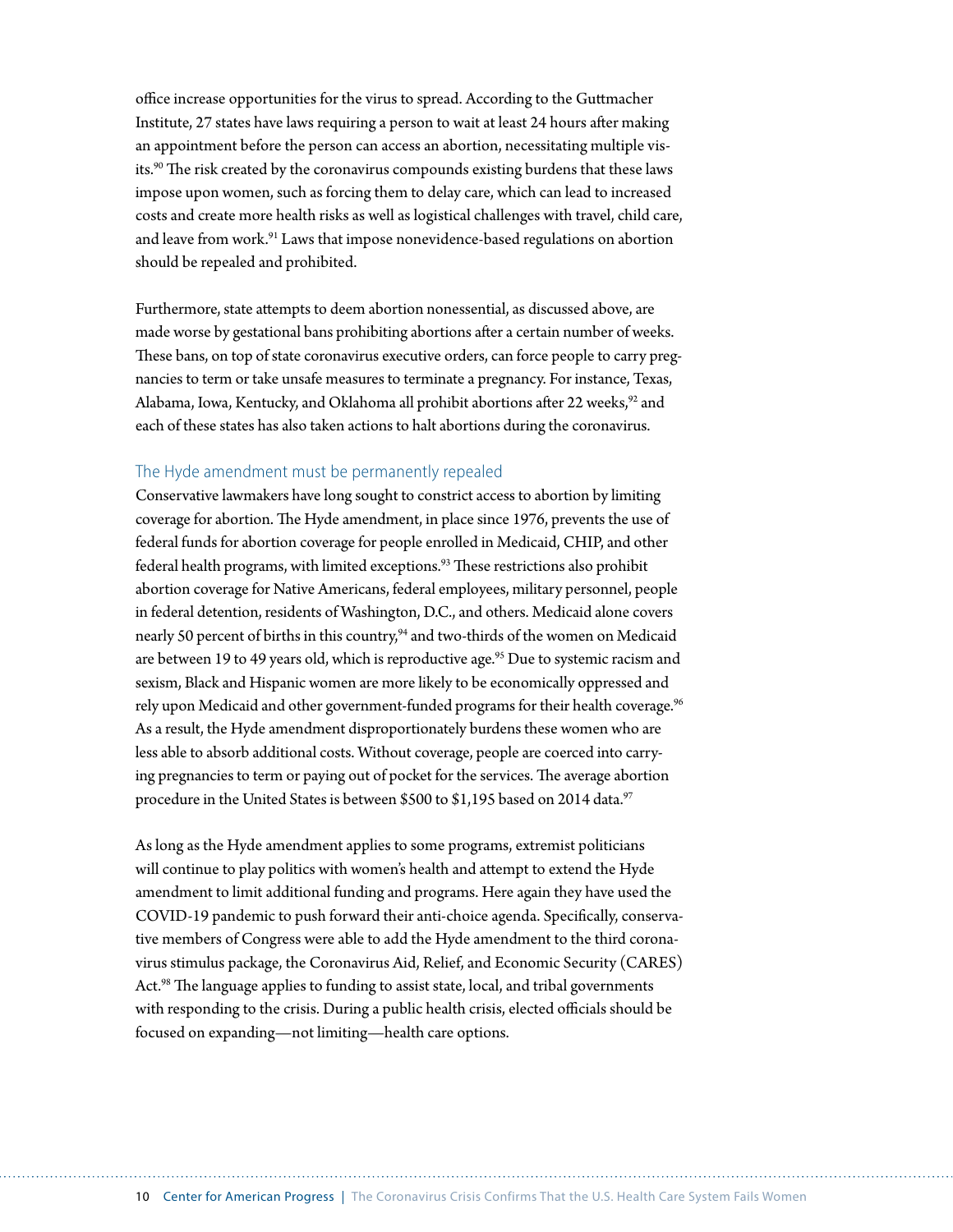office increase opportunities for the virus to spread. According to the Guttmacher Institute, 27 states have laws requiring a person to wait at least 24 hours after making an appointment before the person can access an abortion, necessitating multiple visits.[90] The risk created by the coronavirus compounds existing burdens that these laws impose upon women, such as forcing them to delay care, which can lead to increased costs and create more health risks as well as logistical challenges with travel, child care, and leave from work.[91] Laws that impose nonevidence-based regulations on abortion should be repealed and prohibited.

Furthermore, state attempts to deem abortion nonessential, as discussed above, are made worse by gestational bans prohibiting abortions after a certain number of weeks. These bans, on top of state coronavirus executive orders, can force people to carry pregnancies to term or take unsafe measures to terminate a pregnancy. For instance, Texas, Alabama, Iowa, Kentucky, and Oklahoma all prohibit abortions after 22 weeks,[92] and each of these states has also taken actions to halt abortions during the coronavirus.

### The Hyde amendment must be permanently repealed

Conservative lawmakers have long sought to constrict access to abortion by limiting coverage for abortion. The Hyde amendment, in place since 1976, prevents the use of federal funds for abortion coverage for people enrolled in Medicaid, CHIP, and other federal health programs, with limited exceptions.[93] These restrictions also prohibit abortion coverage for Native Americans, federal employees, military personnel, people in federal detention, residents of Washington, D.C., and others. Medicaid alone covers nearly 50 percent of births in this country,[94] and two-thirds of the women on Medicaid are between 19 to 49 years old, which is reproductive age.[95] Due to systemic racism and sexism, Black and Hispanic women are more likely to be economically oppressed and rely upon Medicaid and other government-funded programs for their health coverage.[96] As a result, the Hyde amendment disproportionately burdens these women who are less able to absorb additional costs. Without coverage, people are coerced into carrying pregnancies to term or paying out of pocket for the services. The average abortion procedure in the United States is between $500 to $1,195 based on 2014 data.[97]

As long as the Hyde amendment applies to some programs, extremist politicians will continue to play politics with women's health and attempt to extend the Hyde amendment to limit additional funding and programs. Here again they have used the COVID-19 pandemic to push forward their anti-choice agenda. Specifically, conservative members of Congress were able to add the Hyde amendment to the third coronavirus stimulus package, the Coronavirus Aid, Relief, and Economic Security (CARES) Act.[98] The language applies to funding to assist state, local, and tribal governments with responding to the crisis. During a public health crisis, elected officials should be focused on expanding—not limiting—health care options.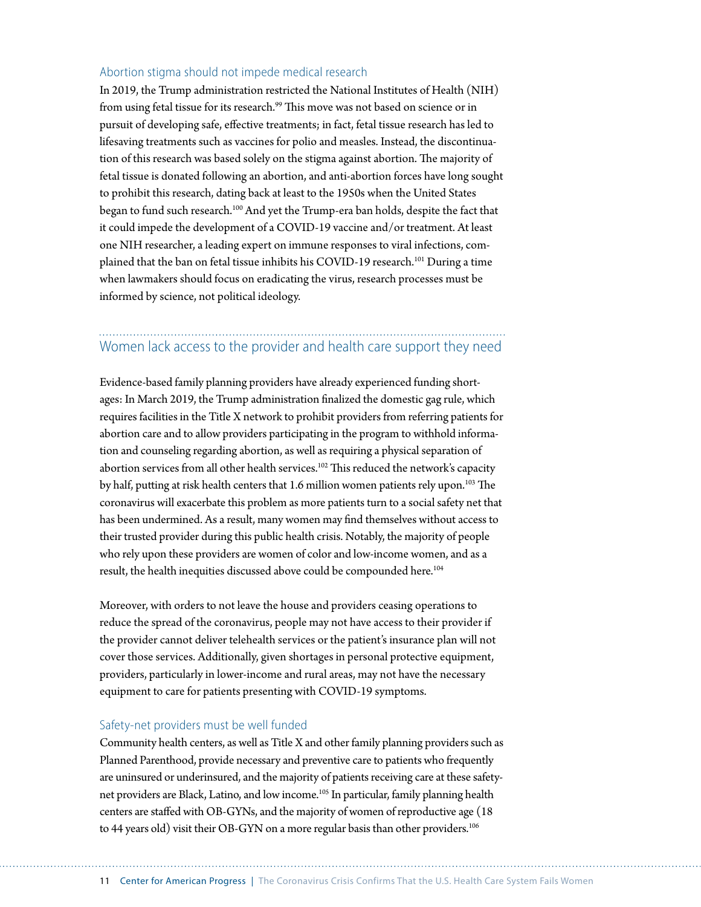### Abortion stigma should not impede medical research

In 2019, the Trump administration restricted the National Institutes of Health (NIH) from using fetal tissue for its research.[99] This move was not based on science or in pursuit of developing safe, effective treatments; in fact, fetal tissue research has led to lifesaving treatments such as vaccines for polio and measles. Instead, the discontinuation of this research was based solely on the stigma against abortion. The majority of fetal tissue is donated following an abortion, and anti-abortion forces have long sought to prohibit this research, dating back at least to the 1950s when the United States began to fund such research.[100] And yet the Trump-era ban holds, despite the fact that it could impede the development of a COVID-19 vaccine and/or treatment. At least one NIH researcher, a leading expert on immune responses to viral infections, complained that the ban on fetal tissue inhibits his COVID-19 research.[101] During a time when lawmakers should focus on eradicating the virus, research processes must be informed by science, not political ideology.

## Women lack access to the provider and health care support they need

Evidence-based family planning providers have already experienced funding shortages: In March 2019, the Trump administration finalized the domestic gag rule, which requires facilities in the Title X network to prohibit providers from referring patients for abortion care and to allow providers participating in the program to withhold information and counseling regarding abortion, as well as requiring a physical separation of abortion services from all other health services.[102] This reduced the network's capacity by half, putting at risk health centers that 1.6 million women patients rely upon.[103] The coronavirus will exacerbate this problem as more patients turn to a social safety net that has been undermined. As a result, many women may find themselves without access to their trusted provider during this public health crisis. Notably, the majority of people who rely upon these providers are women of color and low-income women, and as a result, the health inequities discussed above could be compounded here.[104]

Moreover, with orders to not leave the house and providers ceasing operations to reduce the spread of the coronavirus, people may not have access to their provider if the provider cannot deliver telehealth services or the patient's insurance plan will not cover those services. Additionally, given shortages in personal protective equipment, providers, particularly in lower-income and rural areas, may not have the necessary equipment to care for patients presenting with COVID-19 symptoms.

### Safety-net providers must be well funded

Community health centers, as well as Title X and other family planning providers such as Planned Parenthood, provide necessary and preventive care to patients who frequently are uninsured or underinsured, and the majority of patients receiving care at these safety-net providers are Black, Latino, and low income.[105] In particular, family planning health centers are staffed with OB-GYNs, and the majority of women of reproductive age (18 to 44 years old) visit their OB-GYN on a more regular basis than other providers.[106]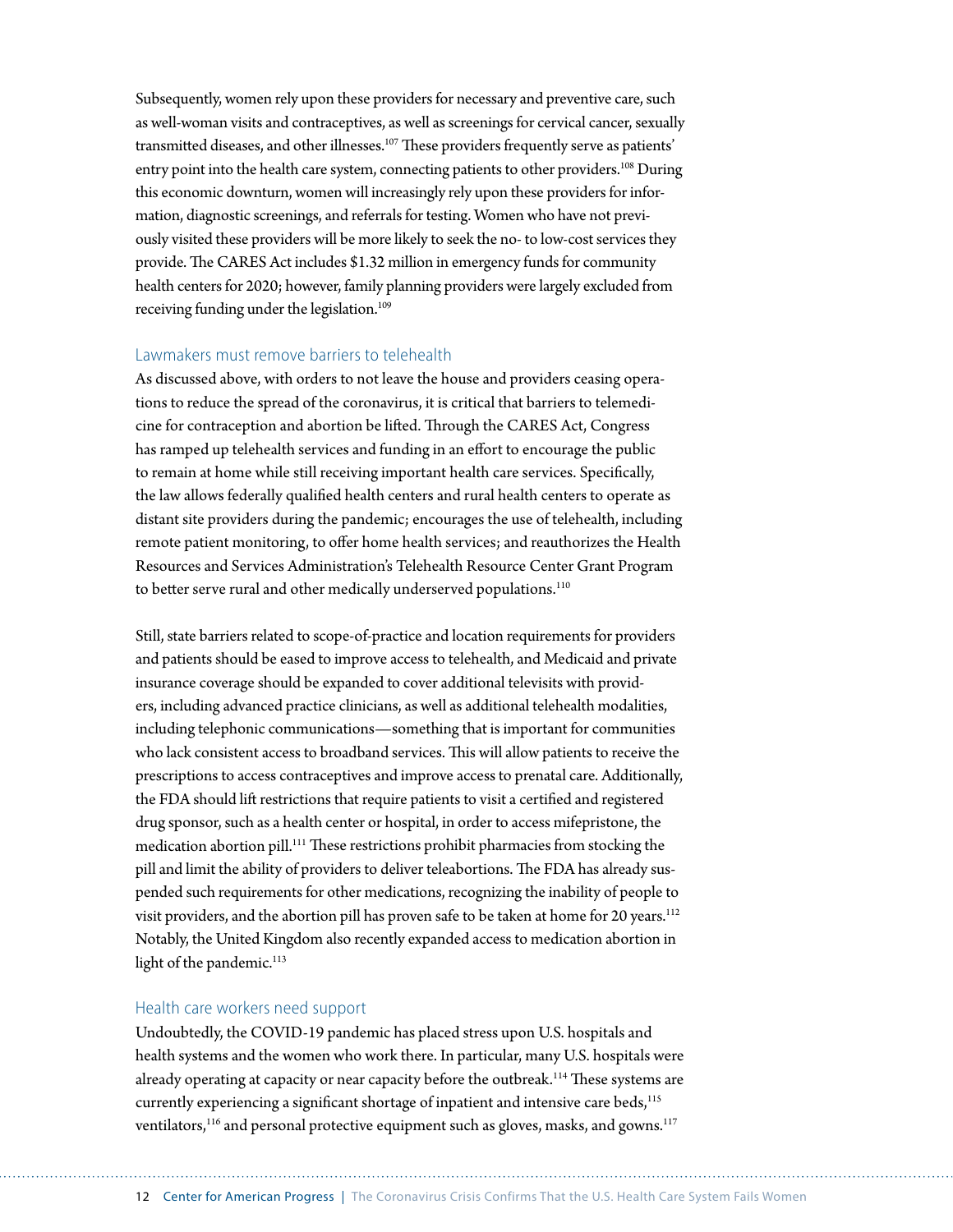Subsequently, women rely upon these providers for necessary and preventive care, such as well-woman visits and contraceptives, as well as screenings for cervical cancer, sexually transmitted diseases, and other illnesses.[107] These providers frequently serve as patients' entry point into the health care system, connecting patients to other providers.[108] During this economic downturn, women will increasingly rely upon these providers for information, diagnostic screenings, and referrals for testing. Women who have not previously visited these providers will be more likely to seek the no- to low-cost services they provide. The CARES Act includes $1.32 million in emergency funds for community health centers for 2020; however, family planning providers were largely excluded from receiving funding under the legislation.[109]

## Lawmakers must remove barriers to telehealth

As discussed above, with orders to not leave the house and providers ceasing operations to reduce the spread of the coronavirus, it is critical that barriers to telemedicine for contraception and abortion be lifted. Through the CARES Act, Congress has ramped up telehealth services and funding in an effort to encourage the public to remain at home while still receiving important health care services. Specifically, the law allows federally qualified health centers and rural health centers to operate as distant site providers during the pandemic; encourages the use of telehealth, including remote patient monitoring, to offer home health services; and reauthorizes the Health Resources and Services Administration's Telehealth Resource Center Grant Program to better serve rural and other medically underserved populations.[110]

Still, state barriers related to scope-of-practice and location requirements for providers and patients should be eased to improve access to telehealth, and Medicaid and private insurance coverage should be expanded to cover additional televisits with providers, including advanced practice clinicians, as well as additional telehealth modalities, including telephonic communications—something that is important for communities who lack consistent access to broadband services. This will allow patients to receive the prescriptions to access contraceptives and improve access to prenatal care. Additionally, the FDA should lift restrictions that require patients to visit a certified and registered drug sponsor, such as a health center or hospital, in order to access mifepristone, the medication abortion pill.[111] These restrictions prohibit pharmacies from stocking the pill and limit the ability of providers to deliver teleabortions. The FDA has already suspended such requirements for other medications, recognizing the inability of people to visit providers, and the abortion pill has proven safe to be taken at home for 20 years.[112] Notably, the United Kingdom also recently expanded access to medication abortion in light of the pandemic.[113]

## Health care workers need support

Undoubtedly, the COVID-19 pandemic has placed stress upon U.S. hospitals and health systems and the women who work there. In particular, many U.S. hospitals were already operating at capacity or near capacity before the outbreak.[114] These systems are currently experiencing a significant shortage of inpatient and intensive care beds,[115] ventilators,[116] and personal protective equipment such as gloves, masks, and gowns.[117]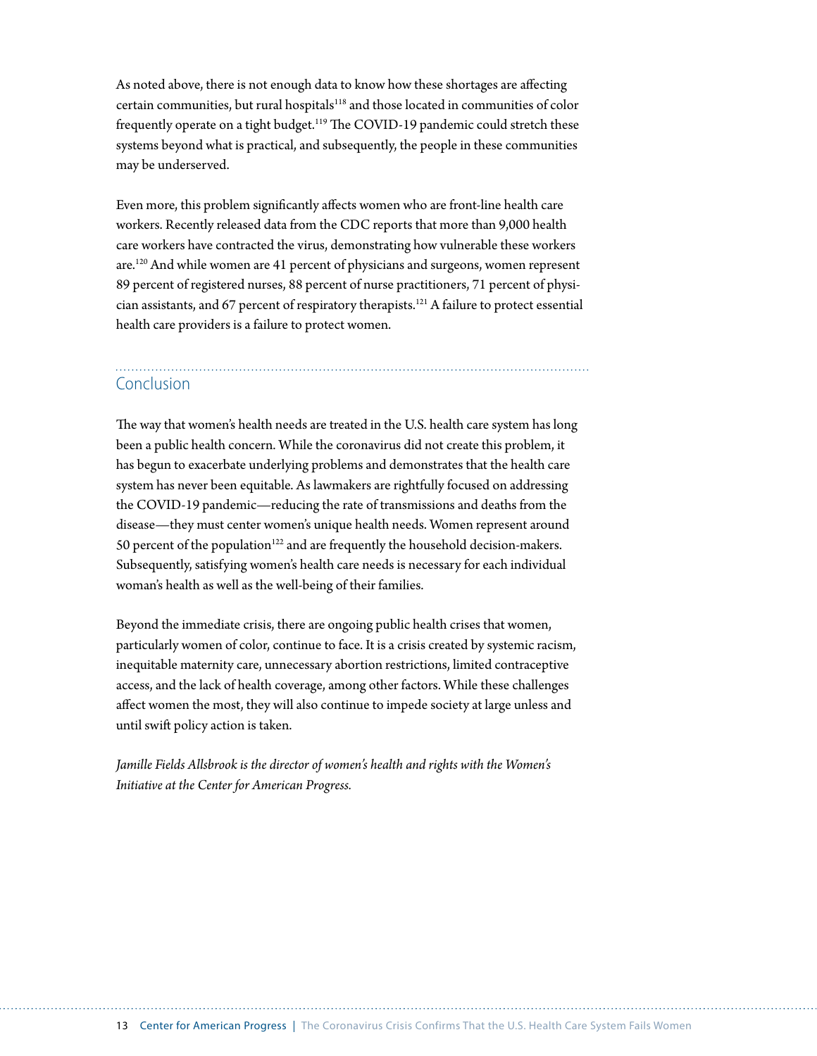As noted above, there is not enough data to know how these shortages are affecting certain communities, but rural hospitals[118] and those located in communities of color frequently operate on a tight budget.[119] The COVID-19 pandemic could stretch these systems beyond what is practical, and subsequently, the people in these communities may be underserved.

Even more, this problem significantly affects women who are front-line health care workers. Recently released data from the CDC reports that more than 9,000 health care workers have contracted the virus, demonstrating how vulnerable these workers are.[120] And while women are 41 percent of physicians and surgeons, women represent 89 percent of registered nurses, 88 percent of nurse practitioners, 71 percent of physician assistants, and 67 percent of respiratory therapists.[121] A failure to protect essential health care providers is a failure to protect women.

## Conclusion

The way that women's health needs are treated in the U.S. health care system has long been a public health concern. While the coronavirus did not create this problem, it has begun to exacerbate underlying problems and demonstrates that the health care system has never been equitable. As lawmakers are rightfully focused on addressing the COVID-19 pandemic—reducing the rate of transmissions and deaths from the disease—they must center women's unique health needs. Women represent around 50 percent of the population[122] and are frequently the household decision-makers. Subsequently, satisfying women's health care needs is necessary for each individual woman's health as well as the well-being of their families.

Beyond the immediate crisis, there are ongoing public health crises that women, particularly women of color, continue to face. It is a crisis created by systemic racism, inequitable maternity care, unnecessary abortion restrictions, limited contraceptive access, and the lack of health coverage, among other factors. While these challenges affect women the most, they will also continue to impede society at large unless and until swift policy action is taken.

*Jamille Fields Allsbrook is the director of women's health and rights with the Women's Initiative at the Center for American Progress.*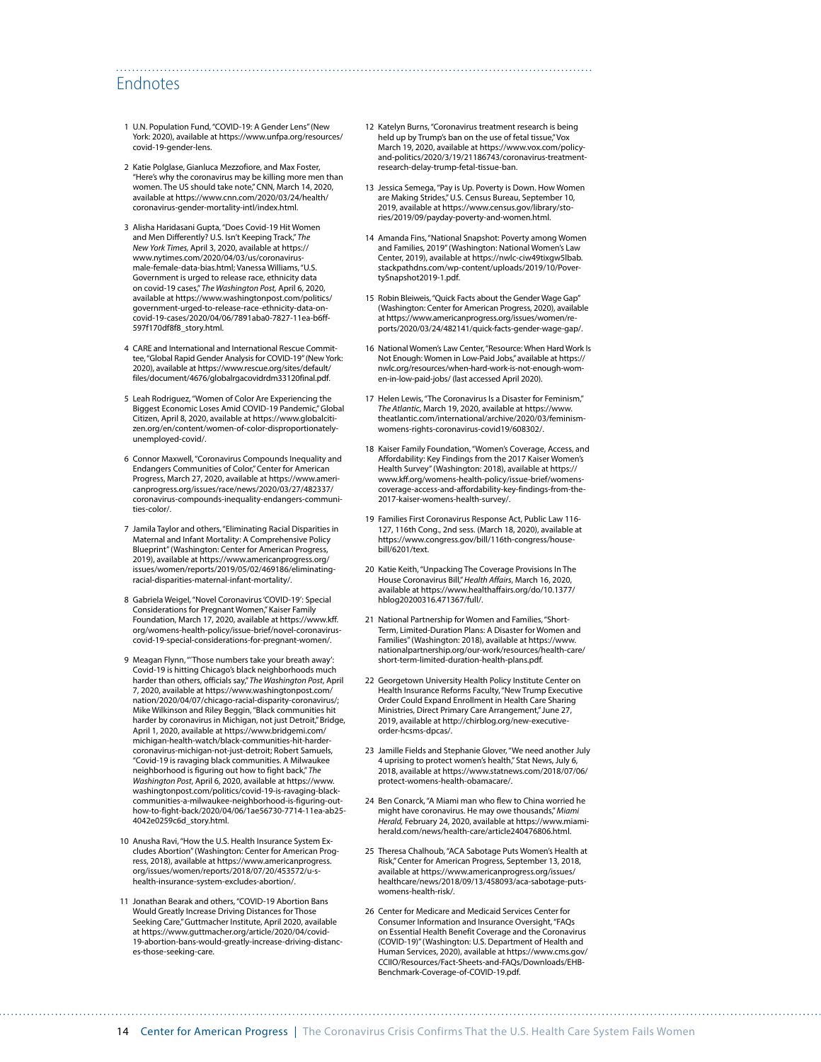## Endnotes

1 U.N. Population Fund, "COVID-19: A Gender Lens" (New York: 2020), available at https://www.unfpa.org/resources/covid-19-gender-lens.

2 Katie Polglase, Gianluca Mezzofiore, and Max Foster, "Here's why the coronavirus may be killing more men than women. The US should take note," CNN, March 14, 2020, available at https://www.cnn.com/2020/03/24/health/coronavirus-gender-mortality-intl/index.html.

3 Alisha Haridasani Gupta, "Does Covid-19 Hit Women and Men Differently? U.S. Isn't Keeping Track," *The New York Times*, April 3, 2020, available at https://www.nytimes.com/2020/04/03/us/coronavirus-male-female-data-bias.html; Vanessa Williams, "U.S. Government is urged to release race, ethnicity data on covid-19 cases," *The Washington Post*, April 6, 2020, available at https://www.washingtonpost.com/politics/government-urged-to-release-race-ethnicity-data-on-covid-19-cases/2020/04/06/7891aba0-7827-11ea-b6ff-597f170df8f8_story.html.

4 CARE and International and International Rescue Committee, "Global Rapid Gender Analysis for COVID-19" (New York: 2020), available at https://www.rescue.org/sites/default/files/document/4676/globalrgacovidrdm33120final.pdf.

5 Leah Rodriguez, "Women of Color Are Experiencing the Biggest Economic Loses Amid COVID-19 Pandemic," Global Citizen, April 8, 2020, available at https://www.globalcitizen.org/en/content/women-of-color-disproportionately-unemployed-covid/.

6 Connor Maxwell, "Coronavirus Compounds Inequality and Endangers Communities of Color," Center for American Progress, March 27, 2020, available at https://www.americanprogress.org/issues/race/news/2020/03/27/482337/coronavirus-compounds-inequality-endangers-communities-color/.

7 Jamila Taylor and others, "Eliminating Racial Disparities in Maternal and Infant Mortality: A Comprehensive Policy Blueprint" (Washington: Center for American Progress, 2019), available at https://www.americanprogress.org/issues/women/reports/2019/05/02/469186/eliminating-racial-disparities-maternal-infant-mortality/.

8 Gabriela Weigel, "Novel Coronavirus 'COVID-19': Special Considerations for Pregnant Women," Kaiser Family Foundation, March 17, 2020, available at https://www.kff.org/womens-health-policy/issue-brief/novel-coronavirus-covid-19-special-considerations-for-pregnant-women/.

9 Meagan Flynn, "'Those numbers take your breath away': Covid-19 is hitting Chicago's black neighborhoods much harder than others, officials say," *The Washington Post*, April 7, 2020, available at https://www.washingtonpost.com/nation/2020/04/07/chicago-racial-disparity-coronavirus/; Mike Wilkinson and Riley Beggin, "Black communities hit harder by coronavirus in Michigan, not just Detroit," Bridge, April 1, 2020, available at https://www.bridgemi.com/michigan-health-watch/black-communities-hit-harder-coronavirus-michigan-not-just-detroit; Robert Samuels, "Covid-19 is ravaging black communities. A Milwaukee neighborhood is figuring out how to fight back," *The Washington Post*, April 6, 2020, available at https://www.washingtonpost.com/politics/covid-19-is-ravaging-black-communities-a-milwaukee-neighborhood-is-figuring-out-how-to-fight-back/2020/04/06/1ae56730-7714-11ea-ab25-4042e0259c6d_story.html.

10 Anusha Ravi, "How the U.S. Health Insurance System Excludes Abortion" (Washington: Center for American Progress, 2018), available at https://www.americanprogress.org/issues/women/reports/2018/07/20/453572/u-s-health-insurance-system-excludes-abortion/.

11 Jonathan Bearak and others, "COVID-19 Abortion Bans Would Greatly Increase Driving Distances for Those Seeking Care," Guttmacher Institute, April 2020, available at https://www.guttmacher.org/article/2020/04/covid-19-abortion-bans-would-greatly-increase-driving-distances-those-seeking-care.

12 Katelyn Burns, "Coronavirus treatment research is being held up by Trump's ban on the use of fetal tissue," Vox March 19, 2020, available at https://www.vox.com/policy-and-politics/2020/3/19/21186743/coronavirus-treatment-research-delay-trump-fetal-tissue-ban.

13 Jessica Semega, "Pay is Up. Poverty is Down. How Women are Making Strides," U.S. Census Bureau, September 10, 2019, available at https://www.census.gov/library/stories/2019/09/payday-poverty-and-women.html.

14 Amanda Fins, "National Snapshot: Poverty among Women and Families, 2019" (Washington: National Women's Law Center, 2019), available at https://nwlc-ciw49tixgw5lbab.stackpathdns.com/wp-content/uploads/2019/10/PovertySnapshot2019-1.pdf.

15 Robin Bleiweis, "Quick Facts about the Gender Wage Gap" (Washington: Center for American Progress, 2020), available at https://www.americanprogress.org/issues/women/reports/2020/03/24/482141/quick-facts-gender-wage-gap/.

16 National Women's Law Center, "Resource: When Hard Work Is Not Enough: Women in Low-Paid Jobs," available at https://nwlc.org/resources/when-hard-work-is-not-enough-women-in-low-paid-jobs/ (last accessed April 2020).

17 Helen Lewis, "The Coronavirus Is a Disaster for Feminism," *The Atlantic*, March 19, 2020, available at https://www.theatlantic.com/international/archive/2020/03/feminism-womens-rights-coronavirus-covid19/608302/.

18 Kaiser Family Foundation, "Women's Coverage, Access, and Affordability: Key Findings from the 2017 Kaiser Women's Health Survey" (Washington: 2018), available at https://www.kff.org/womens-health-policy/issue-brief/womens-coverage-access-and-affordability-key-findings-from-the-2017-kaiser-womens-health-survey/.

19 Families First Coronavirus Response Act, Public Law 116-127, 116th Cong., 2nd sess. (March 18, 2020), available at https://www.congress.gov/bill/116th-congress/house-bill/6201/text.

20 Katie Keith, "Unpacking The Coverage Provisions In The House Coronavirus Bill," *Health Affairs*, March 16, 2020, available at https://www.healthaffairs.org/do/10.1377/hblog20200316.471367/full/.

21 National Partnership for Women and Families, "Short-Term, Limited-Duration Plans: A Disaster for Women and Families" (Washington: 2018), available at https://www.nationalpartnership.org/our-work/resources/health-care/short-term-limited-duration-health-plans.pdf.

22 Georgetown University Health Policy Institute Center on Health Insurance Reforms Faculty, "New Trump Executive Order Could Expand Enrollment in Health Care Sharing Ministries, Direct Primary Care Arrangement," June 27, 2019, available at http://chirblog.org/new-executive-order-hcsms-dpcas/.

23 Jamille Fields and Stephanie Glover, "We need another July 4 uprising to protect women's health," Stat News, July 6, 2018, available at https://www.statnews.com/2018/07/06/protect-womens-health-obamacare/.

24 Ben Conarck, "A Miami man who flew to China worried he might have coronavirus. He may owe thousands," *Miami Herald*, February 24, 2020, available at https://www.miamiherald.com/news/health-care/article240476806.html.

25 Theresa Chalhoub, "ACA Sabotage Puts Women's Health at Risk," Center for American Progress, September 13, 2018, available at https://www.americanprogress.org/issues/healthcare/news/2018/09/13/458093/aca-sabotage-puts-womens-health-risk/.

26 Center for Medicare and Medicaid Services Center for Consumer Information and Insurance Oversight, "FAQs on Essential Health Benefit Coverage and the Coronavirus (COVID-19)" (Washington: U.S. Department of Health and Human Services, 2020), available at https://www.cms.gov/CCIIO/Resources/Fact-Sheets-and-FAQs/Downloads/EHB-Benchmark-Coverage-of-COVID-19.pdf.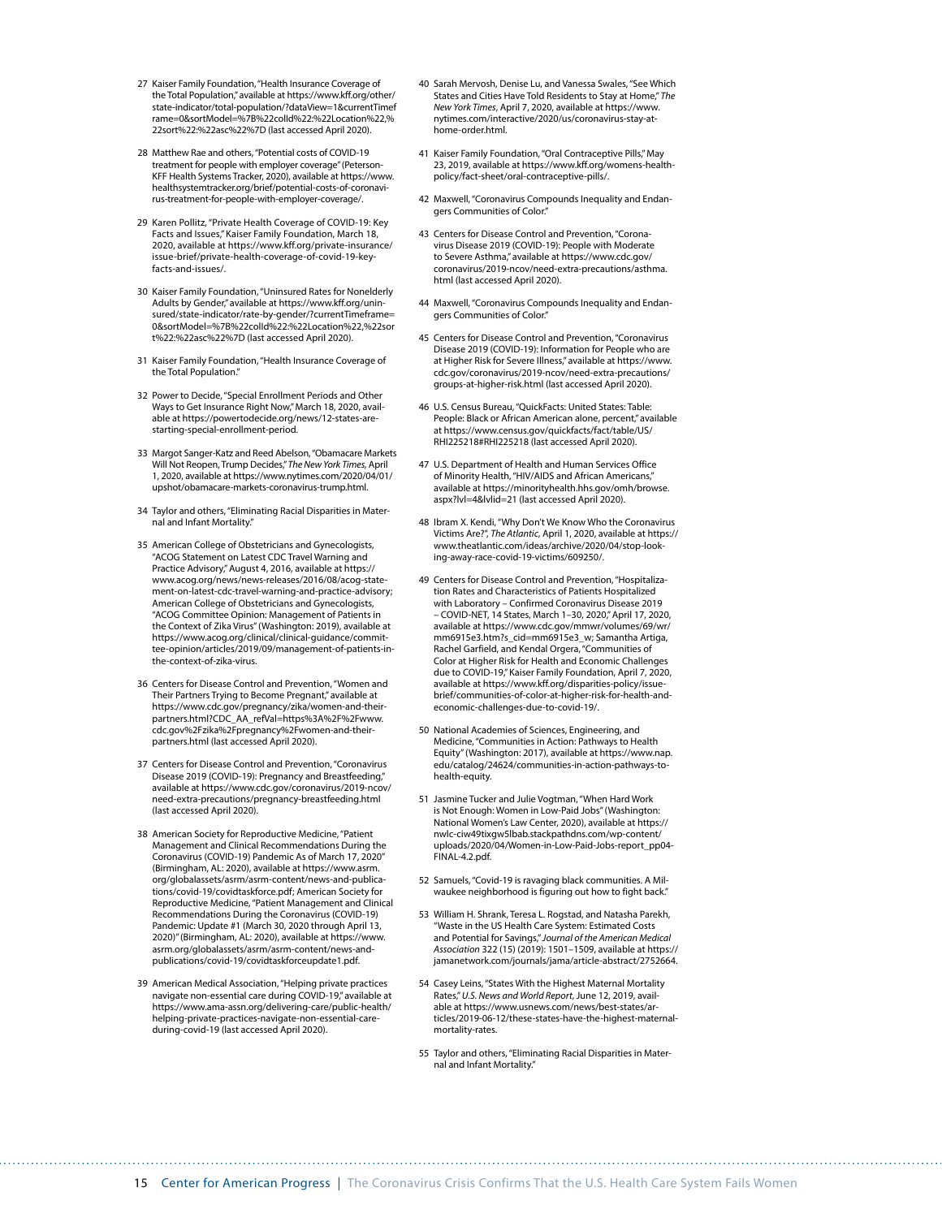27 Kaiser Family Foundation, "Health Insurance Coverage of the Total Population," available at https://www.kff.org/other/state-indicator/total-population/?dataView=1&currentTimeframe=0&sortModel=%7B%22colId%22:%22Location%22,%22sort%22:%22asc%22%7D (last accessed April 2020).

28 Matthew Rae and others, "Potential costs of COVID-19 treatment for people with employer coverage" (Peterson-KFF Health Systems Tracker, 2020), available at https://www.healthsystemtracker.org/brief/potential-costs-of-coronavirus-treatment-for-people-with-employer-coverage/.

29 Karen Pollitz, "Private Health Coverage of COVID-19: Key Facts and Issues," Kaiser Family Foundation, March 18, 2020, available at https://www.kff.org/private-insurance/issue-brief/private-health-coverage-of-covid-19-key-facts-and-issues/.

30 Kaiser Family Foundation, "Uninsured Rates for Nonelderly Adults by Gender," available at https://www.kff.org/uninsured/state-indicator/rate-by-gender/?currentTimeframe=0&sortModel=%7B%22colId%22:%22Location%22,%22sort%22:%22asc%22%7D (last accessed April 2020).

31 Kaiser Family Foundation, "Health Insurance Coverage of the Total Population."

32 Power to Decide, "Special Enrollment Periods and Other Ways to Get Insurance Right Now," March 18, 2020, available at https://powertodecide.org/news/12-states-are-starting-special-enrollment-period.

33 Margot Sanger-Katz and Reed Abelson, "Obamacare Markets Will Not Reopen, Trump Decides," *The New York Times,* April 1, 2020, available at https://www.nytimes.com/2020/04/01/upshot/obamacare-markets-coronavirus-trump.html.

34 Taylor and others, "Eliminating Racial Disparities in Maternal and Infant Mortality."

35 American College of Obstetricians and Gynecologists, "ACOG Statement on Latest CDC Travel Warning and Practice Advisory," August 4, 2016, available at https://www.acog.org/news/news-releases/2016/08/acog-statement-on-latest-cdc-travel-warning-and-practice-advisory; American College of Obstetricians and Gynecologists, "ACOG Committee Opinion: Management of Patients in the Context of Zika Virus" (Washington: 2019), available at https://www.acog.org/clinical/clinical-guidance/committee-opinion/articles/2019/09/management-of-patients-in-the-context-of-zika-virus.

36 Centers for Disease Control and Prevention, "Women and Their Partners Trying to Become Pregnant," available at https://www.cdc.gov/pregnancy/zika/women-and-their-partners.html?CDC_AA_refVal=https%3A%2F%2Fwww.cdc.gov%2Fzika%2Fpregnancy%2Fwomen-and-their-partners.html (last accessed April 2020).

37 Centers for Disease Control and Prevention, "Coronavirus Disease 2019 (COVID-19): Pregnancy and Breastfeeding," available at https://www.cdc.gov/coronavirus/2019-ncov/need-extra-precautions/pregnancy-breastfeeding.html (last accessed April 2020).

38 American Society for Reproductive Medicine, "Patient Management and Clinical Recommendations During the Coronavirus (COVID-19) Pandemic As of March 17, 2020" (Birmingham, AL: 2020), available at https://www.asrm.org/globalassets/asrm/asrm-content/news-and-publications/covid-19/covidtaskforce.pdf; American Society for Reproductive Medicine, "Patient Management and Clinical Recommendations During the Coronavirus (COVID-19) Pandemic: Update #1 (March 30, 2020 through April 13, 2020)" (Birmingham, AL: 2020), available at https://www.asrm.org/globalassets/asrm/asrm-content/news-and-publications/covid-19/covidtaskforceupdate1.pdf.

39 American Medical Association, "Helping private practices navigate non-essential care during COVID-19," available at https://www.ama-assn.org/delivering-care/public-health/helping-private-practices-navigate-non-essential-care-during-covid-19 (last accessed April 2020).

40 Sarah Mervosh, Denise Lu, and Vanessa Swales, "See Which States and Cities Have Told Residents to Stay at Home," *The New York Times*, April 7, 2020, available at https://www.nytimes.com/interactive/2020/us/coronavirus-stay-at-home-order.html.

41 Kaiser Family Foundation, "Oral Contraceptive Pills," May 23, 2019, available at https://www.kff.org/womens-health-policy/fact-sheet/oral-contraceptive-pills/.

42 Maxwell, "Coronavirus Compounds Inequality and Endangers Communities of Color."

43 Centers for Disease Control and Prevention, "Coronavirus Disease 2019 (COVID-19): People with Moderate to Severe Asthma," available at https://www.cdc.gov/coronavirus/2019-ncov/need-extra-precautions/asthma.html (last accessed April 2020).

44 Maxwell, "Coronavirus Compounds Inequality and Endangers Communities of Color."

45 Centers for Disease Control and Prevention, "Coronavirus Disease 2019 (COVID-19): Information for People who are at Higher Risk for Severe Illness," available at https://www.cdc.gov/coronavirus/2019-ncov/need-extra-precautions/groups-at-higher-risk.html (last accessed April 2020).

46 U.S. Census Bureau, "QuickFacts: United States: Table: People: Black or African American alone, percent," available at https://www.census.gov/quickfacts/fact/table/US/RHI225218#RHI225218 (last accessed April 2020).

47 U.S. Department of Health and Human Services Office of Minority Health, "HIV/AIDS and African Americans," available at https://minorityhealth.hhs.gov/omh/browse.aspx?lvl=4&lvlid=21 (last accessed April 2020).

48 Ibram X. Kendi, "Why Don't We Know Who the Coronavirus Victims Are?", *The Atlantic*, April 1, 2020, available at https://www.theatlantic.com/ideas/archive/2020/04/stop-looking-away-race-covid-19-victims/609250/.

49 Centers for Disease Control and Prevention, "Hospitalization Rates and Characteristics of Patients Hospitalized with Laboratory – Confirmed Coronavirus Disease 2019 – COVID-NET, 14 States, March 1–30, 2020," April 17, 2020, available at https://www.cdc.gov/mmwr/volumes/69/wr/mm6915e3.htm?s_cid=mm6915e3_w; Samantha Artiga, Rachel Garfield, and Kendal Orgera, "Communities of Color at Higher Risk for Health and Economic Challenges due to COVID-19," Kaiser Family Foundation, April 7, 2020, available at https://www.kff.org/disparities-policy/issue-brief/communities-of-color-at-higher-risk-for-health-and-economic-challenges-due-to-covid-19/.

50 National Academies of Sciences, Engineering, and Medicine, "Communities in Action: Pathways to Health Equity" (Washington: 2017), available at https://www.nap.edu/catalog/24624/communities-in-action-pathways-to-health-equity.

51 Jasmine Tucker and Julie Vogtman, "When Hard Work is Not Enough: Women in Low-Paid Jobs" (Washington: National Women's Law Center, 2020), available at https://nwlc-ciw49tixgw5lbab.stackpathdns.com/wp-content/uploads/2020/04/Women-in-Low-Paid-Jobs-report_pp04-FINAL-4.2.pdf.

52 Samuels, "Covid-19 is ravaging black communities. A Milwaukee neighborhood is figuring out how to fight back."

53 William H. Shrank, Teresa L. Rogstad, and Natasha Parekh, "Waste in the US Health Care System: Estimated Costs and Potential for Savings," *Journal of the American Medical Association* 322 (15) (2019): 1501–1509, available at https://jamanetwork.com/journals/jama/article-abstract/2752664.

54 Casey Leins, "States With the Highest Maternal Mortality Rates," *U.S. News and World Report,* June 12, 2019, available at https://www.usnews.com/news/best-states/articles/2019-06-12/these-states-have-the-highest-maternal-mortality-rates.

55 Taylor and others, "Eliminating Racial Disparities in Maternal and Infant Mortality."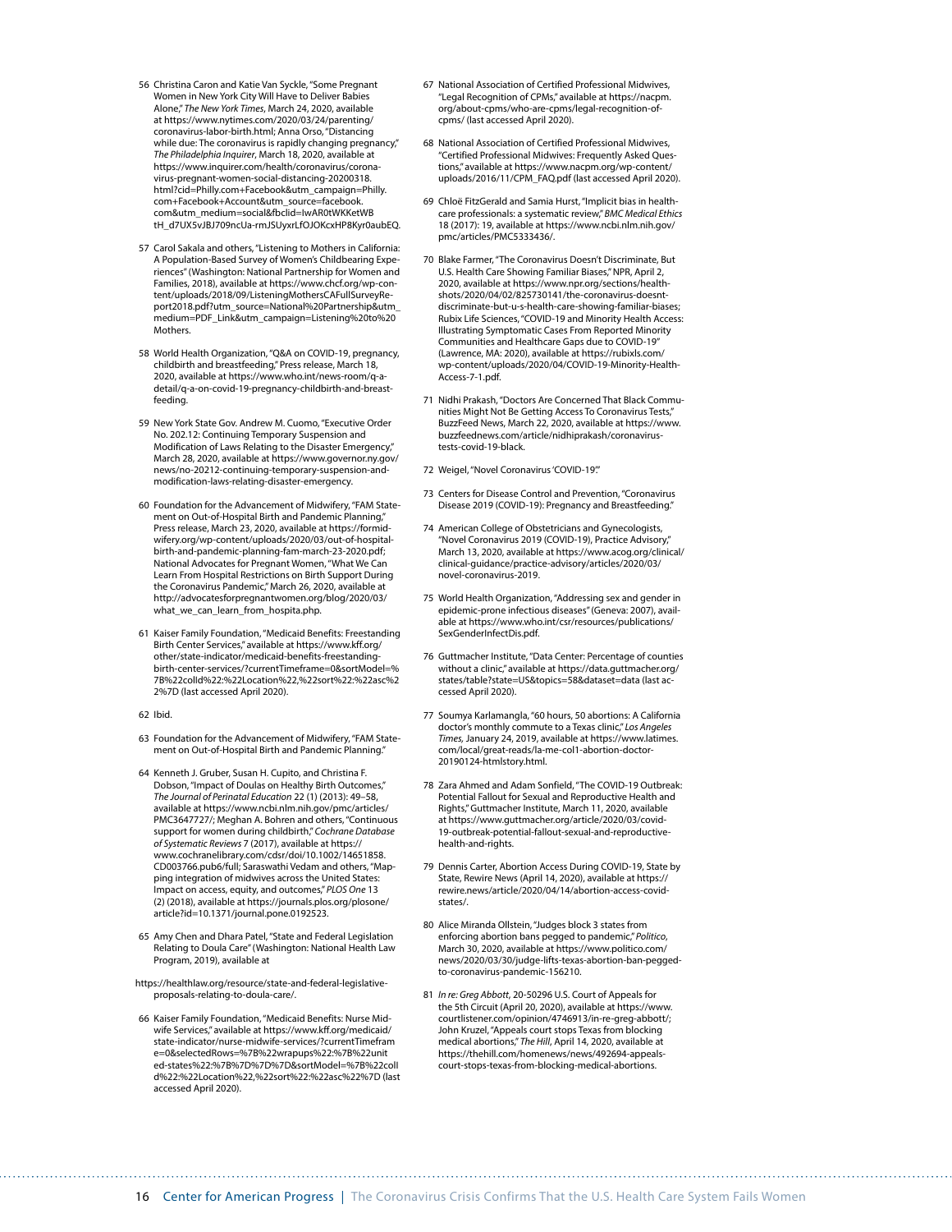56 Christina Caron and Katie Van Syckle, "Some Pregnant Women in New York City Will Have to Deliver Babies Alone," *The New York Times*, March 24, 2020, available at https://www.nytimes.com/2020/03/24/parenting/coronavirus-labor-birth.html; Anna Orso, "Distancing while due: The coronavirus is rapidly changing pregnancy," *The Philadelphia Inquirer*, March 18, 2020, available at https://www.inquirer.com/health/coronavirus/coronavirus-pregnant-women-social-distancing-20200318.html?cid=Philly.com+Facebook&utm_campaign=Philly.com+Facebook+Account&utm_source=facebook.com&utm_medium=social&fbclid=IwAR0tWKKetWBtH_d7UX5vJBJ709ncUa-rmJSUyxrLfOJOKcxHP8Kyr0aubEQ.

57 Carol Sakala and others, "Listening to Mothers in California: A Population-Based Survey of Women's Childbearing Experiences" (Washington: National Partnership for Women and Families, 2018), available at https://www.chcf.org/wp-content/uploads/2018/09/ListeningMothersCAFullSurveyReport2018.pdf?utm_source=National%20Partnership&utm_medium=PDF_Link&utm_campaign=Listening%20to%20Mothers.

58 World Health Organization, "Q&A on COVID-19, pregnancy, childbirth and breastfeeding," Press release, March 18, 2020, available at https://www.who.int/news-room/q-a-detail/q-a-on-covid-19-pregnancy-childbirth-and-breastfeeding.

59 New York State Gov. Andrew M. Cuomo, "Executive Order No. 202.12: Continuing Temporary Suspension and Modification of Laws Relating to the Disaster Emergency," March 28, 2020, available at https://www.governor.ny.gov/news/no-20212-continuing-temporary-suspension-and-modification-laws-relating-disaster-emergency.

60 Foundation for the Advancement of Midwifery, "FAM Statement on Out-of-Hospital Birth and Pandemic Planning," Press release, March 23, 2020, available at https://formidwifery.org/wp-content/uploads/2020/03/out-of-hospital-birth-and-pandemic-planning-fam-march-23-2020.pdf; National Advocates for Pregnant Women, "What We Can Learn From Hospital Restrictions on Birth Support During the Coronavirus Pandemic," March 26, 2020, available at http://advocatesforpregnantwomen.org/blog/2020/03/what_we_can_learn_from_hospita.php.

61 Kaiser Family Foundation, "Medicaid Benefits: Freestanding Birth Center Services," available at https://www.kff.org/other/state-indicator/medicaid-benefits-freestanding-birth-center-services/?currentTimeframe=0&sortModel=%7B%22colId%22:%22Location%22,%22sort%22:%22asc%22%7D (last accessed April 2020).

62 Ibid.

63 Foundation for the Advancement of Midwifery, "FAM Statement on Out-of-Hospital Birth and Pandemic Planning."

64 Kenneth J. Gruber, Susan H. Cupito, and Christina F. Dobson, "Impact of Doulas on Healthy Birth Outcomes," *The Journal of Perinatal Education* 22 (1) (2013): 49–58, available at https://www.ncbi.nlm.nih.gov/pmc/articles/PMC3647727/; Meghan A. Bohren and others, "Continuous support for women during childbirth," *Cochrane Database of Systematic Reviews* 7 (2017), available at https://www.cochranelibrary.com/cdsr/doi/10.1002/14651858.CD003766.pub6/full; Saraswathi Vedam and others, "Mapping integration of midwives across the United States: Impact on access, equity, and outcomes," *PLOS One* 13 (2) (2018), available at https://journals.plos.org/plosone/article?id=10.1371/journal.pone.0192523.

65 Amy Chen and Dhara Patel, "State and Federal Legislation Relating to Doula Care" (Washington: National Health Law Program, 2019), available at https://healthlaw.org/resource/state-and-federal-legislative-proposals-relating-to-doula-care/.

66 Kaiser Family Foundation, "Medicaid Benefits: Nurse Midwife Services," available at https://www.kff.org/medicaid/state-indicator/nurse-midwife-services/?currentTimeframe=0&selectedRows=%7B%22wrapups%22:%7B%22united-states%22:%7B%7D%7D%7D&sortModel=%7B%22colId%22:%22Location%22,%22sort%22:%22asc%22%7D (last accessed April 2020).

67 National Association of Certified Professional Midwives, "Legal Recognition of CPMs," available at https://nacpm.org/about-cpms/who-are-cpms/legal-recognition-of-cpms/ (last accessed April 2020).

68 National Association of Certified Professional Midwives, "Certified Professional Midwives: Frequently Asked Questions," available at https://www.nacpm.org/wp-content/uploads/2016/11/CPM_FAQ.pdf (last accessed April 2020).

69 Chloë FitzGerald and Samia Hurst, "Implicit bias in healthcare professionals: a systematic review," *BMC Medical Ethics* 18 (2017): 19, available at https://www.ncbi.nlm.nih.gov/pmc/articles/PMC5333436/.

70 Blake Farmer, "The Coronavirus Doesn't Discriminate, But U.S. Health Care Showing Familiar Biases," NPR, April 2, 2020, available at https://www.npr.org/sections/health-shots/2020/04/02/825730141/the-coronavirus-doesnt-discriminate-but-u-s-health-care-showing-familiar-biases; Rubix Life Sciences, "COVID-19 and Minority Health Access: Illustrating Symptomatic Cases From Reported Minority Communities and Healthcare Gaps due to COVID-19" (Lawrence, MA: 2020), available at https://rubixls.com/wp-content/uploads/2020/04/COVID-19-Minority-Health-Access-7-1.pdf.

71 Nidhi Prakash, "Doctors Are Concerned That Black Communities Might Not Be Getting Access To Coronavirus Tests," BuzzFeed News, March 22, 2020, available at https://www.buzzfeednews.com/article/nidhiprakash/coronavirus-tests-covid-19-black.

72 Weigel, "Novel Coronavirus 'COVID-19'."

73 Centers for Disease Control and Prevention, "Coronavirus Disease 2019 (COVID-19): Pregnancy and Breastfeeding."

74 American College of Obstetricians and Gynecologists, "Novel Coronavirus 2019 (COVID-19), Practice Advisory," March 13, 2020, available at https://www.acog.org/clinical/clinical-guidance/practice-advisory/articles/2020/03/novel-coronavirus-2019.

75 World Health Organization, "Addressing sex and gender in epidemic-prone infectious diseases" (Geneva: 2007), available at https://www.who.int/csr/resources/publications/SexGenderInfectDis.pdf.

76 Guttmacher Institute, "Data Center: Percentage of counties without a clinic," available at https://data.guttmacher.org/states/table?state=US&topics=58&dataset=data (last accessed April 2020).

77 Soumya Karlamangla, "60 hours, 50 abortions: A California doctor's monthly commute to a Texas clinic," *Los Angeles Times*, January 24, 2019, available at https://www.latimes.com/local/great-reads/la-me-col1-abortion-doctor-20190124-htmlstory.html.

78 Zara Ahmed and Adam Sonfield, "The COVID-19 Outbreak: Potential Fallout for Sexual and Reproductive Health and Rights," Guttmacher Institute, March 11, 2020, available at https://www.guttmacher.org/article/2020/03/covid-19-outbreak-potential-fallout-sexual-and-reproductive-health-and-rights.

79 Dennis Carter, Abortion Access During COVID-19, State by State, Rewire News (April 14, 2020), available at https://rewire.news/article/2020/04/14/abortion-access-covid-states/.

80 Alice Miranda Ollstein, "Judges block 3 states from enforcing abortion bans pegged to pandemic," *Politico*, March 30, 2020, available at https://www.politico.com/news/2020/03/30/judge-lifts-texas-abortion-ban-pegged-to-coronavirus-pandemic-156210.

81 *In re: Greg Abbott*, 20-50296 U.S. Court of Appeals for the 5th Circuit (April 20, 2020), available at https://www.courtlistener.com/opinion/4746913/in-re-greg-abbott/; John Kruzel, "Appeals court stops Texas from blocking medical abortions," *The Hill*, April 14, 2020, available at https://thehill.com/homenews/news/492694-appeals-court-stops-texas-from-blocking-medical-abortions.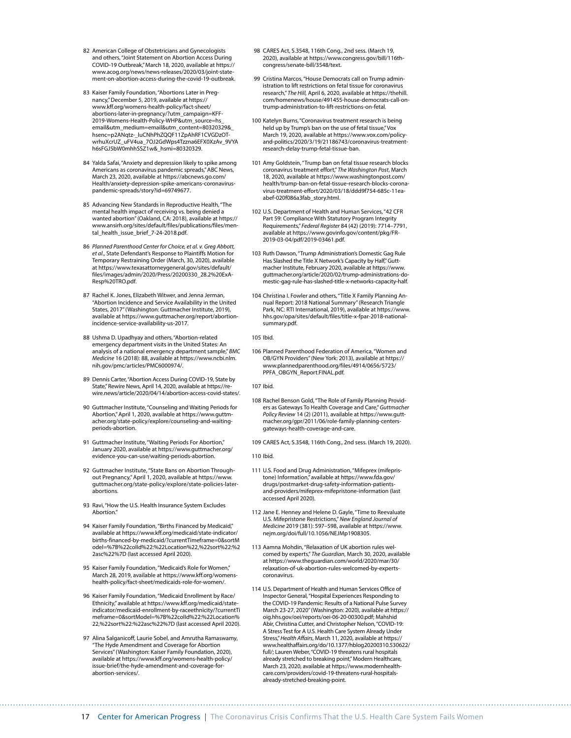82 American College of Obstetricians and Gynecologists and others, "Joint Statement on Abortion Access During COVID-19 Outbreak," March 18, 2020, available at https://www.acog.org/news/news-releases/2020/03/joint-statement-on-abortion-access-during-the-covid-19-outbreak.

83 Kaiser Family Foundation, "Abortions Later in Pregnancy," December 5, 2019, available at https://www.kff.org/womens-health-policy/fact-sheet/abortions-later-in-pregnancy/?utm_campaign=KFF-2019-Womens-Health-Policy-WHP&utm_source=hs_email&utm_medium=email&utm_content=80320329&_hsenc=p2ANqtz-_luCNhPhZQQF11ZpAhRF1CVGDzOT-wrhuXcrUZ_uFV4ua_7OJ2GdWps4Tzzna6EFX0XzAv_9VYAh6sFGJ5bW0mhhSSZ1w&_hsmi=80320329.

84 Yalda Safai, "Anxiety and depression likely to spike among Americans as coronavirus pandemic spreads," ABC News, March 23, 2020, available at https://abcnews.go.com/Health/anxiety-depression-spike-americans-coronavirus-pandemic-spreads/story?id=69749677.

85 Advancing New Standards in Reproductive Health, "The mental health impact of receiving vs. being denied a wanted abortion" (Oakland, CA: 2018), available at https://www.ansirh.org/sites/default/files/publications/files/mental_health_issue_brief_7-24-2018.pdf.

86 *Planned Parenthood Center for Choice, et al. v. Greg Abbott, et al.*, State Defendant's Response to Plaintiffs Motion for Temporary Restraining Order (March, 30, 2020), available at https://www.texasattorneygeneral.gov/sites/default/files/images/admin/2020/Press/20200330_28.2%20ExA-Resp%20TRO.pdf.

87 Rachel K. Jones, Elizabeth Witwer, and Jenna Jerman, "Abortion Incidence and Service Availability in the United States, 2017" (Washington: Guttmacher Institute, 2019), available at https://www.guttmacher.org/report/abortion-incidence-service-availability-us-2017.

88 Ushma D. Upadhyay and others, "Abortion-related emergency department visits in the United States: An analysis of a national emergency department sample," *BMC Medicine* 16 (2018): 88, available at https://www.ncbi.nlm.nih.gov/pmc/articles/PMC6000974/.

89 Dennis Carter, "Abortion Access During COVID-19, State by State," Rewire News, April 14, 2020, available at https://rewire.news/article/2020/04/14/abortion-access-covid-states/.

90 Guttmacher Institute, "Counseling and Waiting Periods for Abortion," April 1, 2020, available at https://www.guttmacher.org/state-policy/explore/counseling-and-waiting-periods-abortion.

91 Guttmacher Institute, "Waiting Periods For Abortion," January 2020, available at https://www.guttmacher.org/evidence-you-can-use/waiting-periods-abortion.

92 Guttmacher Institute, "State Bans on Abortion Throughout Pregnancy," April 1, 2020, available at https://www.guttmacher.org/state-policy/explore/state-policies-later-abortions.

93 Ravi, "How the U.S. Health Insurance System Excludes Abortion."

94 Kaiser Family Foundation, "Births Financed by Medicaid," available at https://www.kff.org/medicaid/state-indicator/births-financed-by-medicaid/?currentTimeframe=0&sortModel=%7B%22colId%22:%22Location%22,%22sort%22:%22asc%22%7D (last accessed April 2020).

95 Kaiser Family Foundation, "Medicaid's Role for Women," March 28, 2019, available at https://www.kff.org/womens-health-policy/fact-sheet/medicaids-role-for-women/.

96 Kaiser Family Foundation, "Medicaid Enrollment by Race/Ethnicity," available at https://www.kff.org/medicaid/state-indicator/medicaid-enrollment-by-raceethnicity/?currentTimeframe=0&sortModel=%7B%22colId%22:%22Location%22,%22sort%22:%22asc%22%7D (last accessed April 2020).

97 Alina Salganicoff, Laurie Sobel, and Amrutha Ramaswamy, "The Hyde Amendment and Coverage for Abortion Services" (Washington: Kaiser Family Foundation, 2020), available at https://www.kff.org/womens-health-policy/issue-brief/the-hyde-amendment-and-coverage-for-abortion-services/.

98 CARES Act, S.3548, 116th Cong., 2nd sess. (March 19, 2020), available at https://www.congress.gov/bill/116th-congress/senate-bill/3548/text.

99 Cristina Marcos, "House Democrats call on Trump administration to lift restrictions on fetal tissue for coronavirus research," *The Hill,* April 6, 2020, available at https://thehill.com/homenews/house/491455-house-democrats-call-on-trump-administration-to-lift-restrictions-on-fetal.

100 Katelyn Burns, "Coronavirus treatment research is being held up by Trump's ban on the use of fetal tissue," Vox March 19, 2020, available at https://www.vox.com/policy-and-politics/2020/3/19/21186743/coronavirus-treatment-research-delay-trump-fetal-tissue-ban.

101 Amy Goldstein, "Trump ban on fetal tissue research blocks coronavirus treatment effort," *The Washington Post*, March 18, 2020, available at https://www.washingtonpost.com/health/trump-ban-on-fetal-tissue-research-blocks-coronavirus-treatment-effort/2020/03/18/ddd9f754-685c-11ea-abef-020f086a3fab_story.html.

102 U.S. Department of Health and Human Services, "42 CFR Part 59: Compliance With Statutory Program Integrity Requirements," *Federal Register* 84 (42) (2019): 7714–7791, available at https://www.govinfo.gov/content/pkg/FR-2019-03-04/pdf/2019-03461.pdf.

103 Ruth Dawson, "Trump Administration's Domestic Gag Rule Has Slashed the Title X Network's Capacity by Half," Guttmacher Institute, February 2020, available at https://www.guttmacher.org/article/2020/02/trump-administrations-domestic-gag-rule-has-slashed-title-x-networks-capacity-half.

104 Christina I. Fowler and others, "Title X Family Planning Annual Report: 2018 National Summary" (Research Triangle Park, NC: RTI International, 2019), available at https://www.hhs.gov/opa/sites/default/files/title-x-fpar-2018-national-summary.pdf.

105 Ibid.

106 Planned Parenthood Federation of America, "Women and OB/GYN Providers" (New York: 2013), available at https://www.plannedparenthood.org/files/4914/0656/5723/PPFA_OBGYN_Report.FINAL.pdf.

107 Ibid.

108 Rachel Benson Gold, "The Role of Family Planning Providers as Gateways To Health Coverage and Care," *Guttmacher Policy Review* 14 (2) (2011), available at https://www.guttmacher.org/gpr/2011/06/role-family-planning-centers-gateways-health-coverage-and-care.

109 CARES Act, S.3548, 116th Cong., 2nd sess. (March 19, 2020).

110 Ibid.

111 U.S. Food and Drug Administration, "Mifeprex (mifepristone) Information," available at https://www.fda.gov/drugs/postmarket-drug-safety-information-patients-and-providers/mifeprex-mifepristone-information (last accessed April 2020).

112 Jane E. Henney and Helene D. Gayle, "Time to Reevaluate U.S. Mifepristone Restrictions," *New England Journal of Medicine* 2019 (381): 597–598, available at https://www.nejm.org/doi/full/10.1056/NEJMp1908305.

113 Aamna Mohdin, "Relaxation of UK abortion rules welcomed by experts," *The Guardian*, March 30, 2020, available at https://www.theguardian.com/world/2020/mar/30/relaxation-of-uk-abortion-rules-welcomed-by-experts-coronavirus.

114 U.S. Department of Health and Human Services Office of Inspector General, "Hospital Experiences Responding to the COVID-19 Pandemic: Results of a National Pulse Survey March 23-27, 2020" (Washington: 2020), available at https://oig.hhs.gov/oei/reports/oei-06-20-00300.pdf; Mahshid Abir, Christina Cutter, and Christopher Nelson, "COVID-19: A Stress Test for A U.S. Health Care System Already Under Stress," *Health Affairs*, March 11, 2020, available at https://www.healthaffairs.org/do/10.1377/hblog20200310.530622/full/; Lauren Weber, "COVID-19 threatens rural hospitals already stretched to breaking point," Modern Healthcare, March 23, 2020, available at https://www.modernhealthcare.com/providers/covid-19-threatens-rural-hospitals-already-stretched-breaking-point.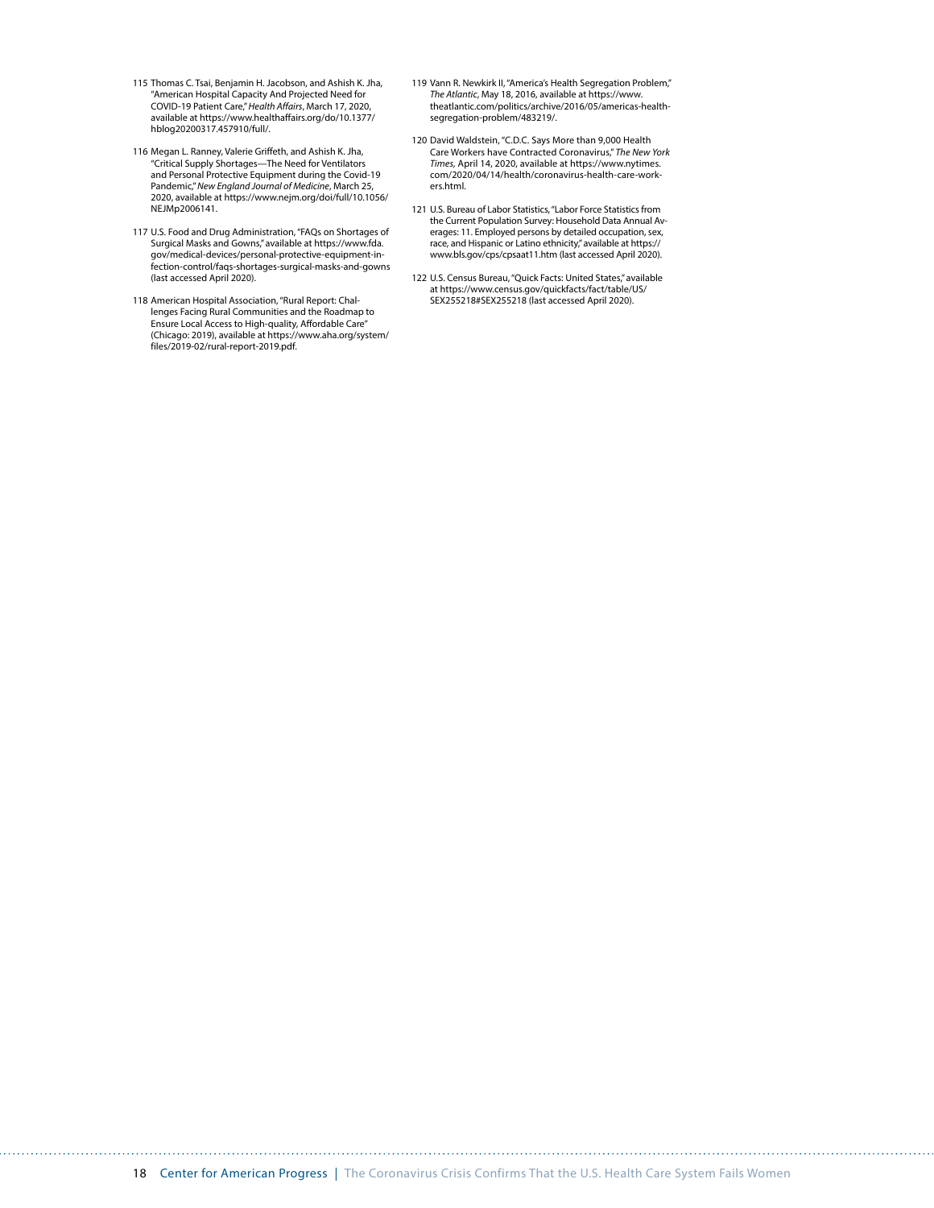115 Thomas C. Tsai, Benjamin H. Jacobson, and Ashish K. Jha, "American Hospital Capacity And Projected Need for COVID-19 Patient Care," *Health Affairs*, March 17, 2020, available at https://www.healthaffairs.org/do/10.1377/hblog20200317.457910/full/.

116 Megan L. Ranney, Valerie Griffeth, and Ashish K. Jha, "Critical Supply Shortages—The Need for Ventilators and Personal Protective Equipment during the Covid-19 Pandemic," *New England Journal of Medicine*, March 25, 2020, available at https://www.nejm.org/doi/full/10.1056/NEJMp2006141.

117 U.S. Food and Drug Administration, "FAQs on Shortages of Surgical Masks and Gowns," available at https://www.fda.gov/medical-devices/personal-protective-equipment-infection-control/faqs-shortages-surgical-masks-and-gowns (last accessed April 2020).

118 American Hospital Association, "Rural Report: Challenges Facing Rural Communities and the Roadmap to Ensure Local Access to High-quality, Affordable Care" (Chicago: 2019), available at https://www.aha.org/system/files/2019-02/rural-report-2019.pdf.

119 Vann R. Newkirk II, "America's Health Segregation Problem," *The Atlantic*, May 18, 2016, available at https://www.theatlantic.com/politics/archive/2016/05/americas-health-segregation-problem/483219/.

120 David Waldstein, "C.D.C. Says More than 9,000 Health Care Workers have Contracted Coronavirus," *The New York Times,* April 14, 2020, available at https://www.nytimes.com/2020/04/14/health/coronavirus-health-care-workers.html.

121 U.S. Bureau of Labor Statistics, "Labor Force Statistics from the Current Population Survey: Household Data Annual Averages: 11. Employed persons by detailed occupation, sex, race, and Hispanic or Latino ethnicity," available at https://www.bls.gov/cps/cpsaat11.htm (last accessed April 2020).

122 U.S. Census Bureau, "Quick Facts: United States," available at https://www.census.gov/quickfacts/fact/table/US/SEX255218#SEX255218 (last accessed April 2020).